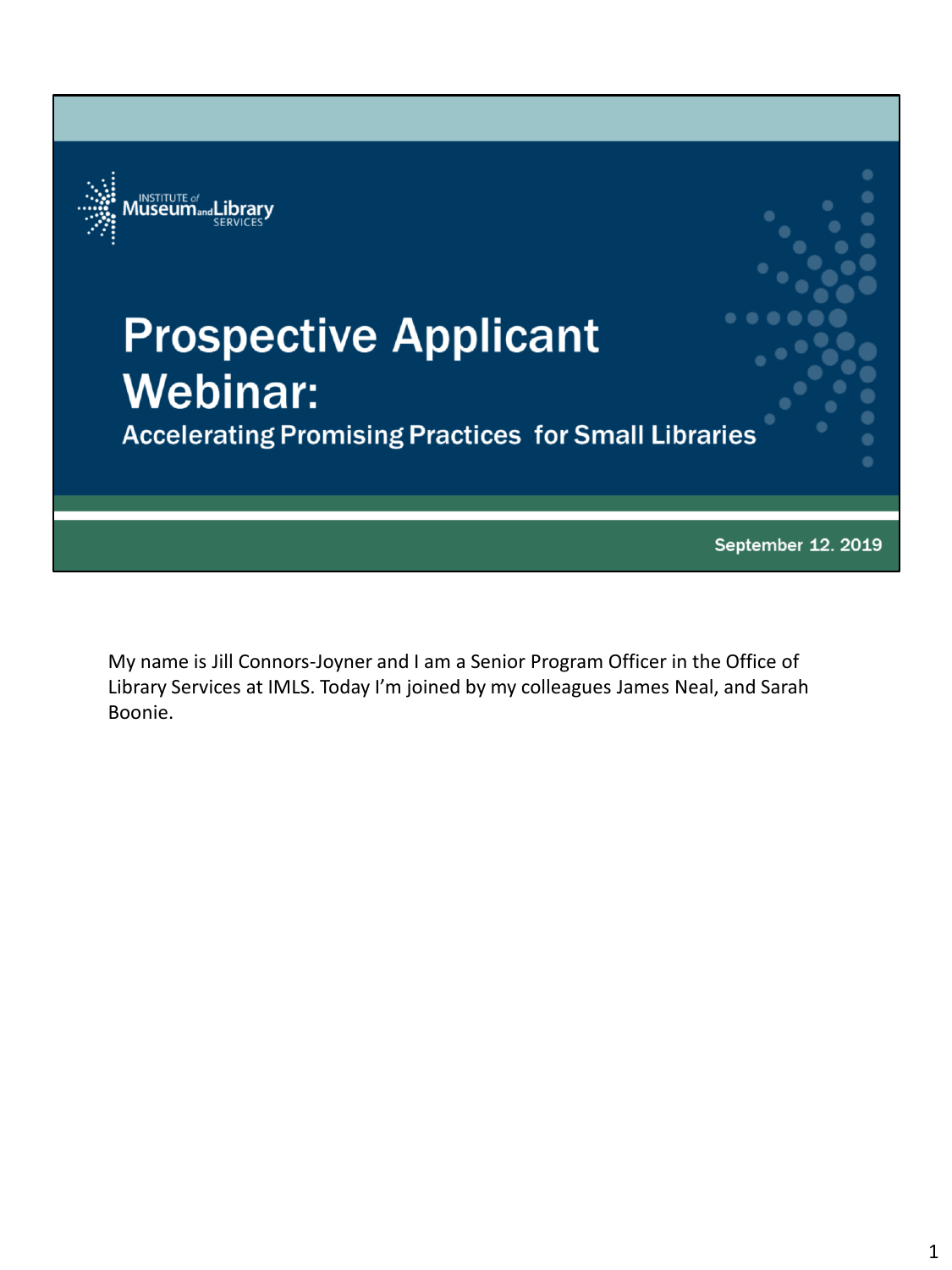Institute of Museum and Library Services

# Prospective Applicant Webinar:

## Accelerating Promising Practices for Small Libraries

September 12. 2019

My name is Jill Connors-Joyner and I am a Senior Program Officer in the Office of Library Services at IMLS. Today I'm joined by my colleagues James Neal, and Sarah Boonie.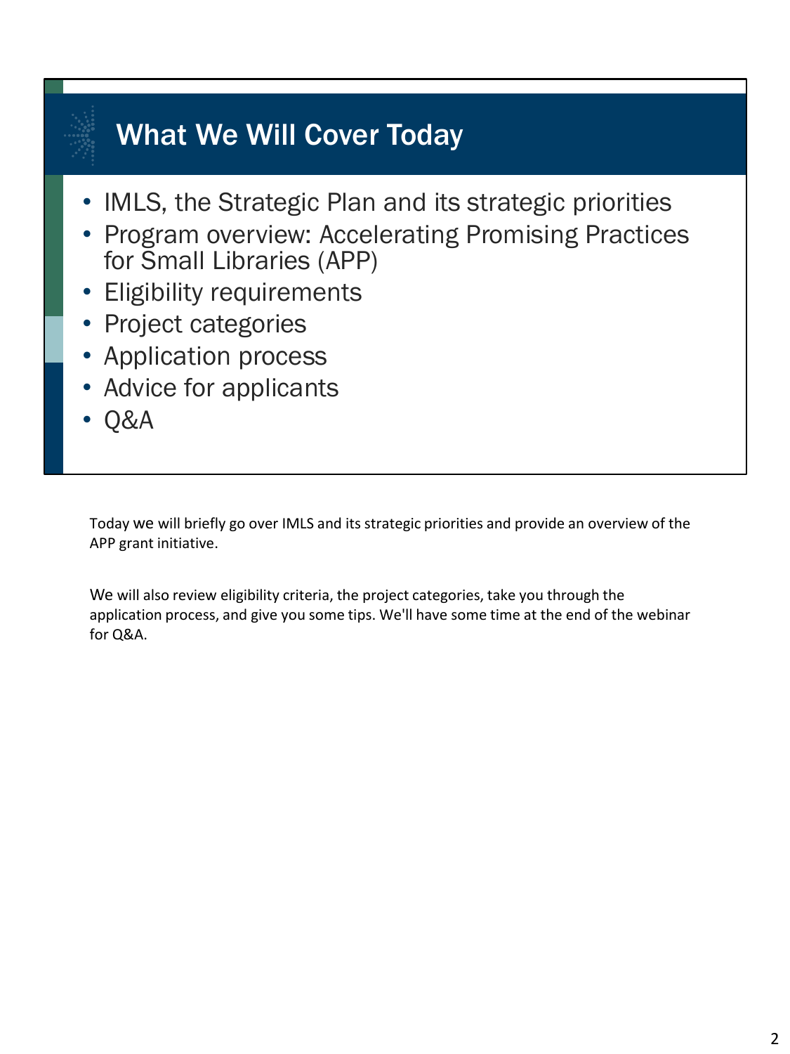# What We Will Cover Today

- IMLS, the Strategic Plan and its strategic priorities
- Program overview: Accelerating Promising Practices for Small Libraries (APP)
- Eligibility requirements
- Project categories
- Application process
- Advice for applicants
- Q&A

Today we will briefly go over IMLS and its strategic priorities and provide an overview of the APP grant initiative.

We will also review eligibility criteria, the project categories, take you through the application process, and give you some tips. We'll have some time at the end of the webinar for Q&A.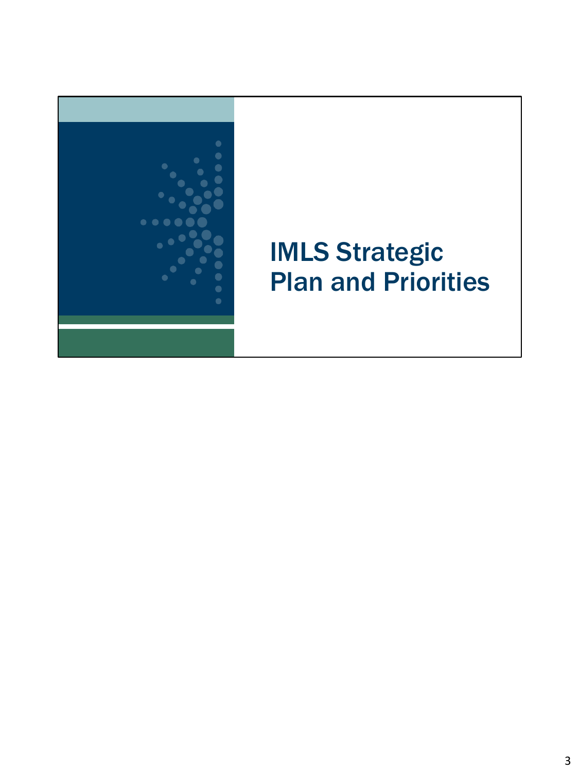# IMLS Strategic Plan and Priorities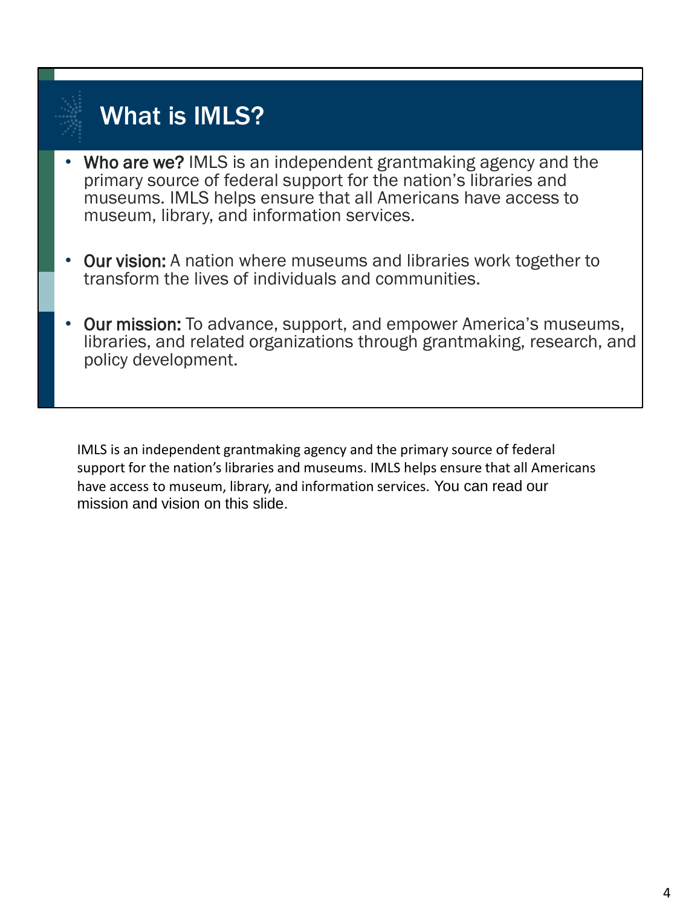## What is IMLS?

- **Who are we?** IMLS is an independent grantmaking agency and the primary source of federal support for the nation's libraries and museums. IMLS helps ensure that all Americans have access to museum, library, and information services.
- **Our vision:** A nation where museums and libraries work together to transform the lives of individuals and communities.
- **Our mission:** To advance, support, and empower America's museums, libraries, and related organizations through grantmaking, research, and policy development.

IMLS is an independent grantmaking agency and the primary source of federal support for the nation's libraries and museums. IMLS helps ensure that all Americans have access to museum, library, and information services. You can read our mission and vision on this slide.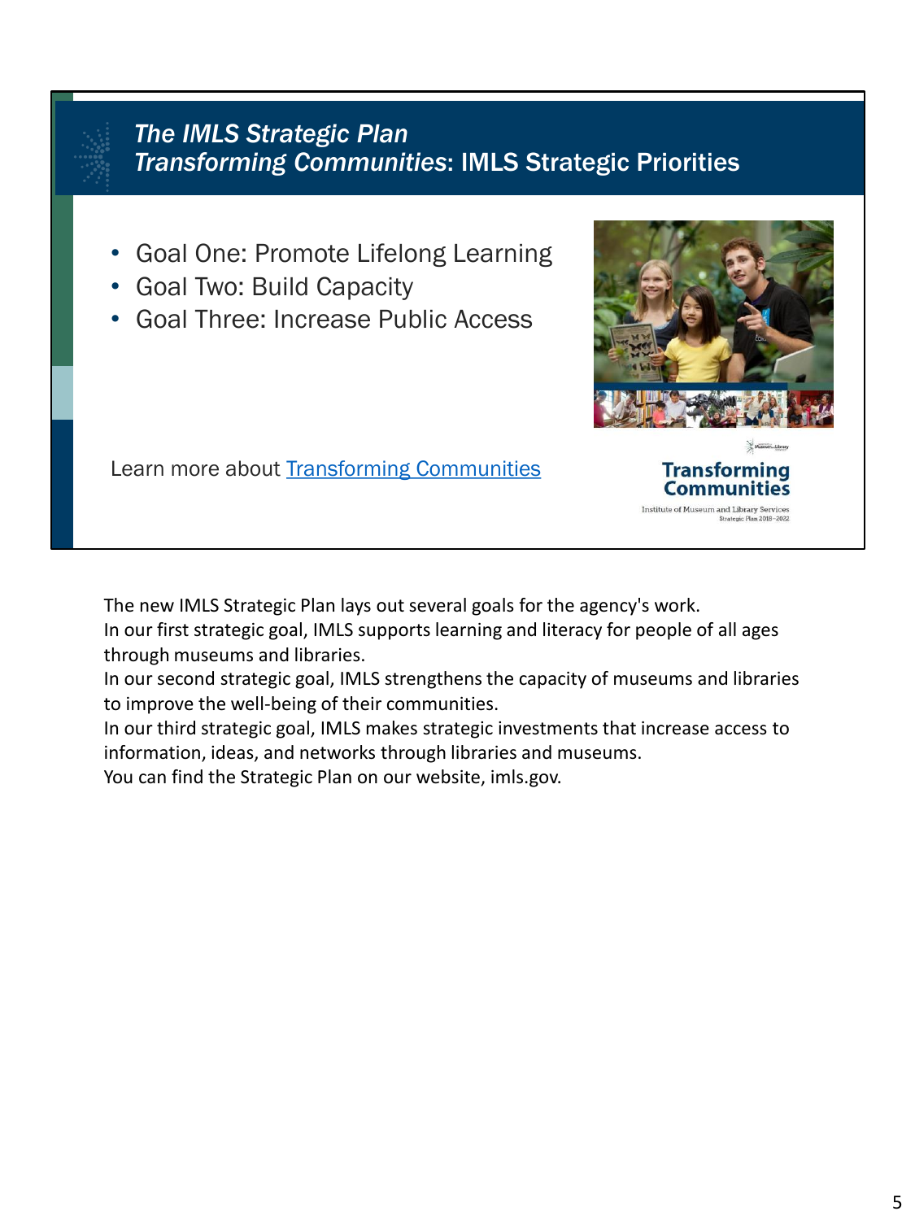## *The IMLS Strategic Plan*
## *Transforming Communities*: IMLS Strategic Priorities

- Goal One: Promote Lifelong Learning
- Goal Two: Build Capacity
- Goal Three: Increase Public Access

Learn more about [Transforming Communities]()

Transforming Communities

Institute of Museum and Library Services
Strategic Plan 2018–2022

The new IMLS Strategic Plan lays out several goals for the agency's work.
In our first strategic goal, IMLS supports learning and literacy for people of all ages through museums and libraries.
In our second strategic goal, IMLS strengthens the capacity of museums and libraries to improve the well-being of their communities.
In our third strategic goal, IMLS makes strategic investments that increase access to information, ideas, and networks through libraries and museums.
You can find the Strategic Plan on our website, imls.gov.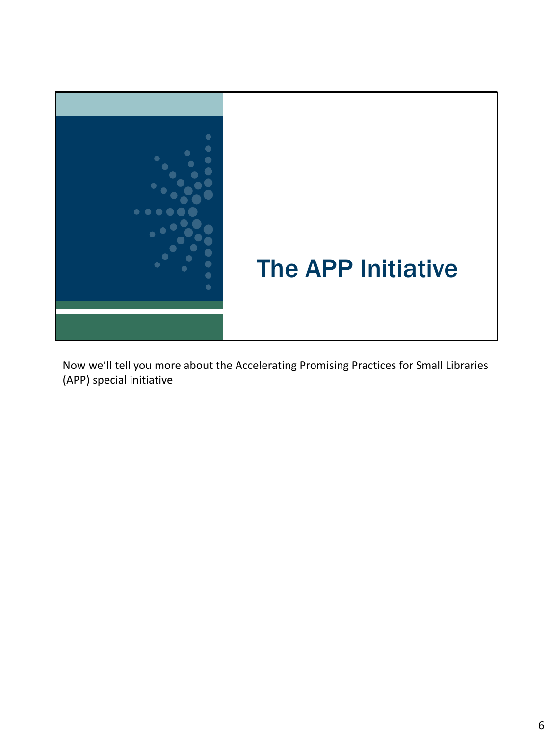# The APP Initiative

Now we'll tell you more about the Accelerating Promising Practices for Small Libraries (APP) special initiative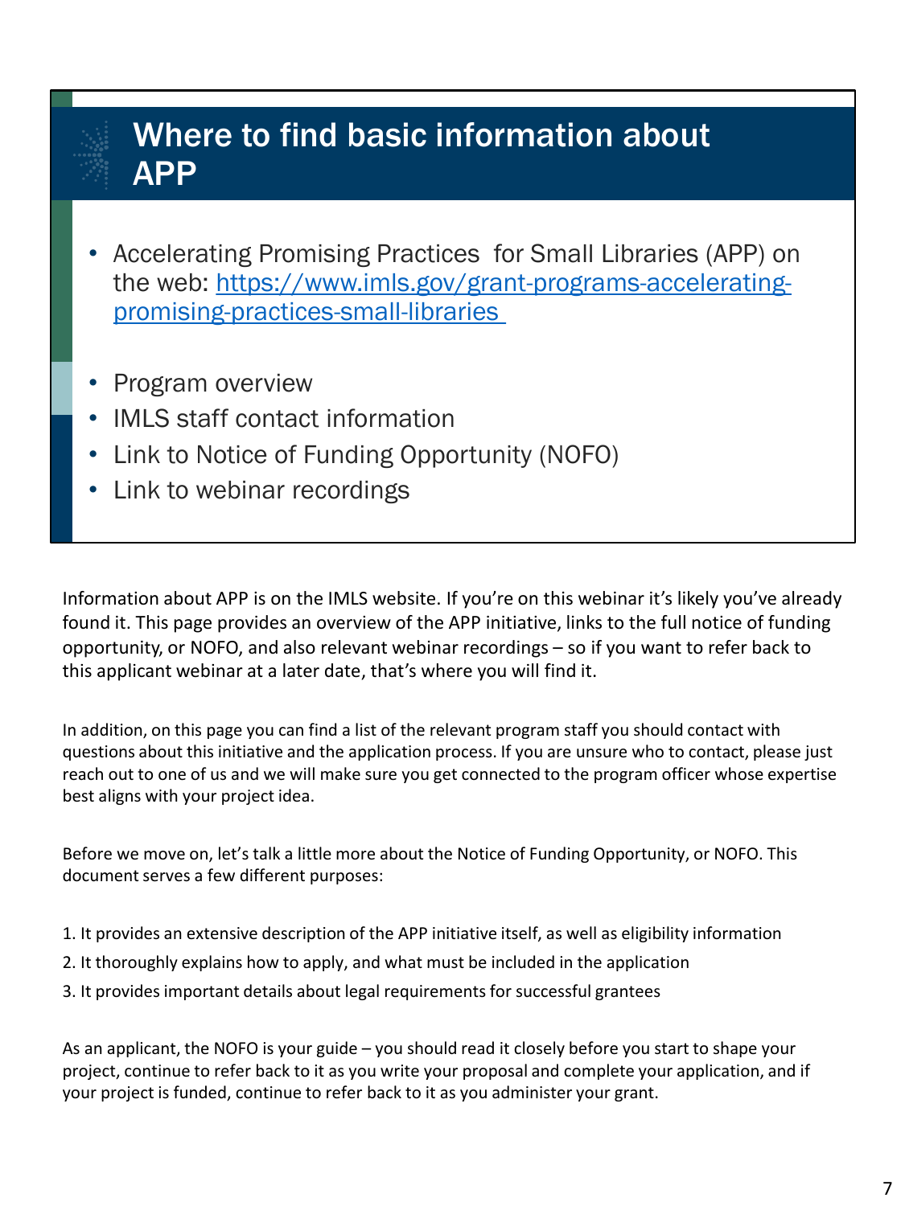## Where to find basic information about APP

- Accelerating Promising Practices for Small Libraries (APP) on the web: [https://www.imls.gov/grant-programs-accelerating-promising-practices-small-libraries](https://www.imls.gov/grant-programs-accelerating-promising-practices-small-libraries)

- Program overview
- IMLS staff contact information
- Link to Notice of Funding Opportunity (NOFO)
- Link to webinar recordings

Information about APP is on the IMLS website. If you're on this webinar it's likely you've already found it. This page provides an overview of the APP initiative, links to the full notice of funding opportunity, or NOFO, and also relevant webinar recordings – so if you want to refer back to this applicant webinar at a later date, that's where you will find it.

In addition, on this page you can find a list of the relevant program staff you should contact with questions about this initiative and the application process. If you are unsure who to contact, please just reach out to one of us and we will make sure you get connected to the program officer whose expertise best aligns with your project idea.

Before we move on, let's talk a little more about the Notice of Funding Opportunity, or NOFO. This document serves a few different purposes:

1. It provides an extensive description of the APP initiative itself, as well as eligibility information
2. It thoroughly explains how to apply, and what must be included in the application
3. It provides important details about legal requirements for successful grantees

As an applicant, the NOFO is your guide – you should read it closely before you start to shape your project, continue to refer back to it as you write your proposal and complete your application, and if your project is funded, continue to refer back to it as you administer your grant.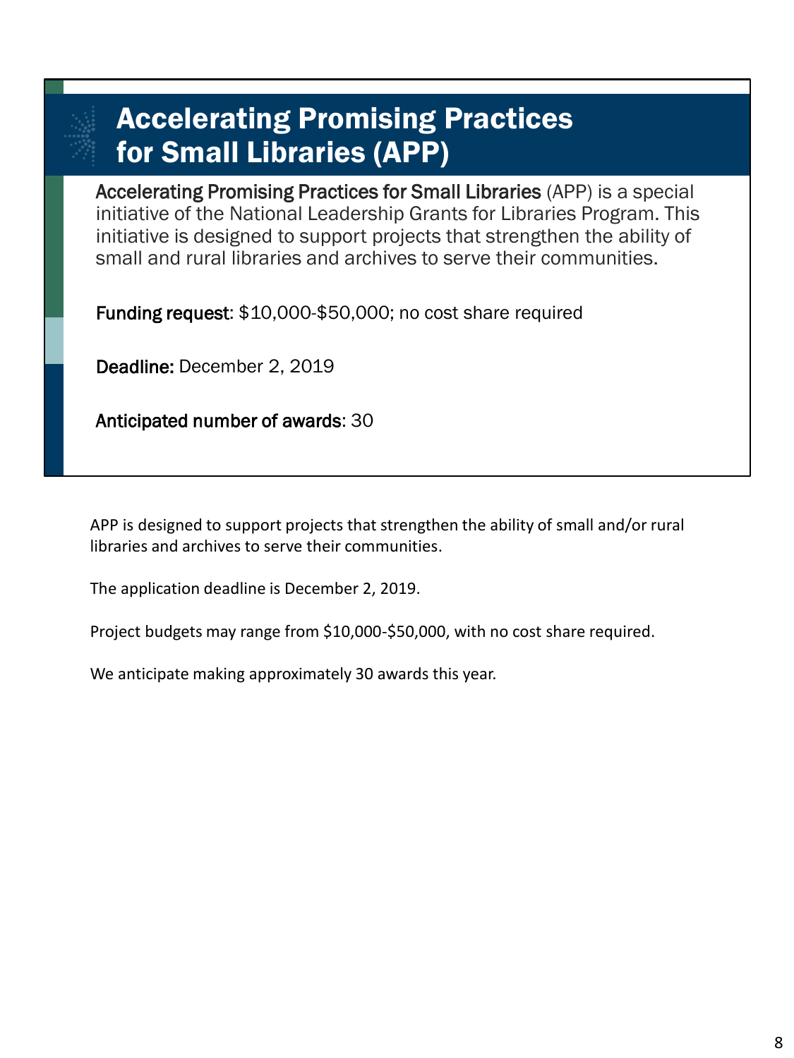# Accelerating Promising Practices for Small Libraries (APP)

**Accelerating Promising Practices for Small Libraries** (APP) is a special initiative of the National Leadership Grants for Libraries Program. This initiative is designed to support projects that strengthen the ability of small and rural libraries and archives to serve their communities.

**Funding request**: $10,000-$50,000; no cost share required

**Deadline:** December 2, 2019

**Anticipated number of awards**: 30

APP is designed to support projects that strengthen the ability of small and/or rural libraries and archives to serve their communities.

The application deadline is December 2, 2019.

Project budgets may range from $10,000-$50,000, with no cost share required.

We anticipate making approximately 30 awards this year.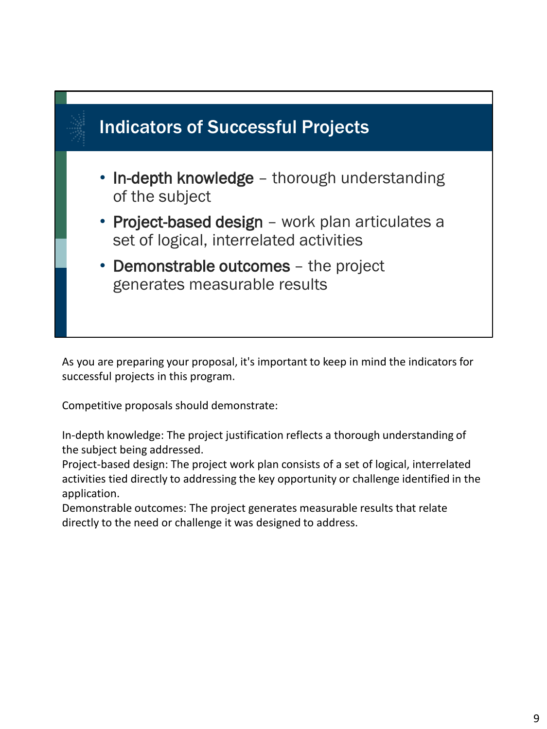## Indicators of Successful Projects

- **In-depth knowledge** – thorough understanding of the subject
- **Project-based design** – work plan articulates a set of logical, interrelated activities
- **Demonstrable outcomes** – the project generates measurable results

As you are preparing your proposal, it's important to keep in mind the indicators for successful projects in this program.

Competitive proposals should demonstrate:

In-depth knowledge: The project justification reflects a thorough understanding of the subject being addressed.
Project-based design: The project work plan consists of a set of logical, interrelated activities tied directly to addressing the key opportunity or challenge identified in the application.
Demonstrable outcomes: The project generates measurable results that relate directly to the need or challenge it was designed to address.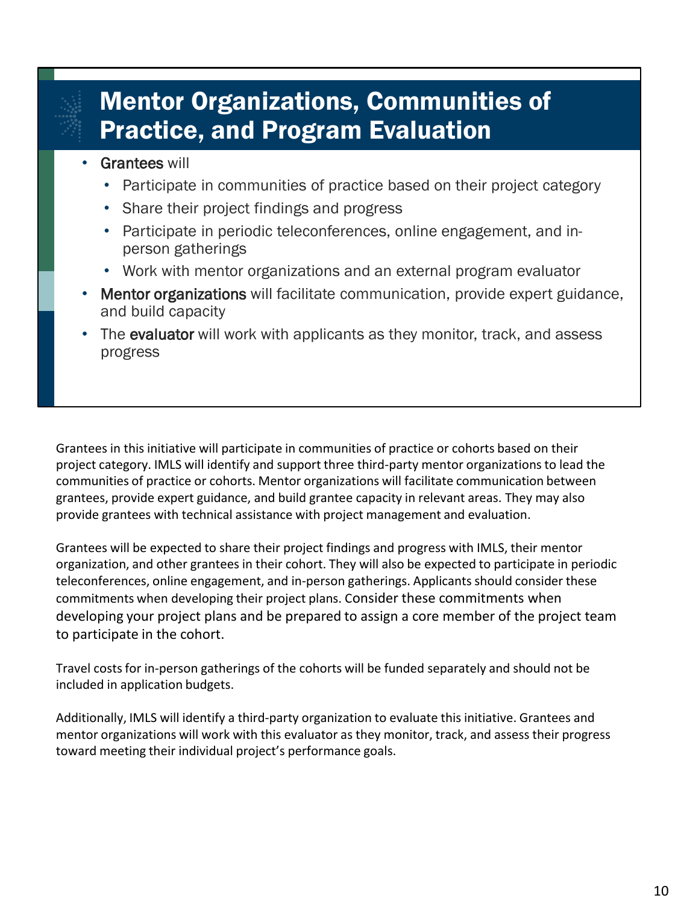## Mentor Organizations, Communities of Practice, and Program Evaluation

- **Grantees** will
  - Participate in communities of practice based on their project category
  - Share their project findings and progress
  - Participate in periodic teleconferences, online engagement, and in-person gatherings
  - Work with mentor organizations and an external program evaluator
- **Mentor organizations** will facilitate communication, provide expert guidance, and build capacity
- The **evaluator** will work with applicants as they monitor, track, and assess progress

Grantees in this initiative will participate in communities of practice or cohorts based on their project category. IMLS will identify and support three third-party mentor organizations to lead the communities of practice or cohorts. Mentor organizations will facilitate communication between grantees, provide expert guidance, and build grantee capacity in relevant areas. They may also provide grantees with technical assistance with project management and evaluation.

Grantees will be expected to share their project findings and progress with IMLS, their mentor organization, and other grantees in their cohort. They will also be expected to participate in periodic teleconferences, online engagement, and in-person gatherings. Applicants should consider these commitments when developing their project plans. Consider these commitments when developing your project plans and be prepared to assign a core member of the project team to participate in the cohort.

Travel costs for in-person gatherings of the cohorts will be funded separately and should not be included in application budgets.

Additionally, IMLS will identify a third-party organization to evaluate this initiative. Grantees and mentor organizations will work with this evaluator as they monitor, track, and assess their progress toward meeting their individual project's performance goals.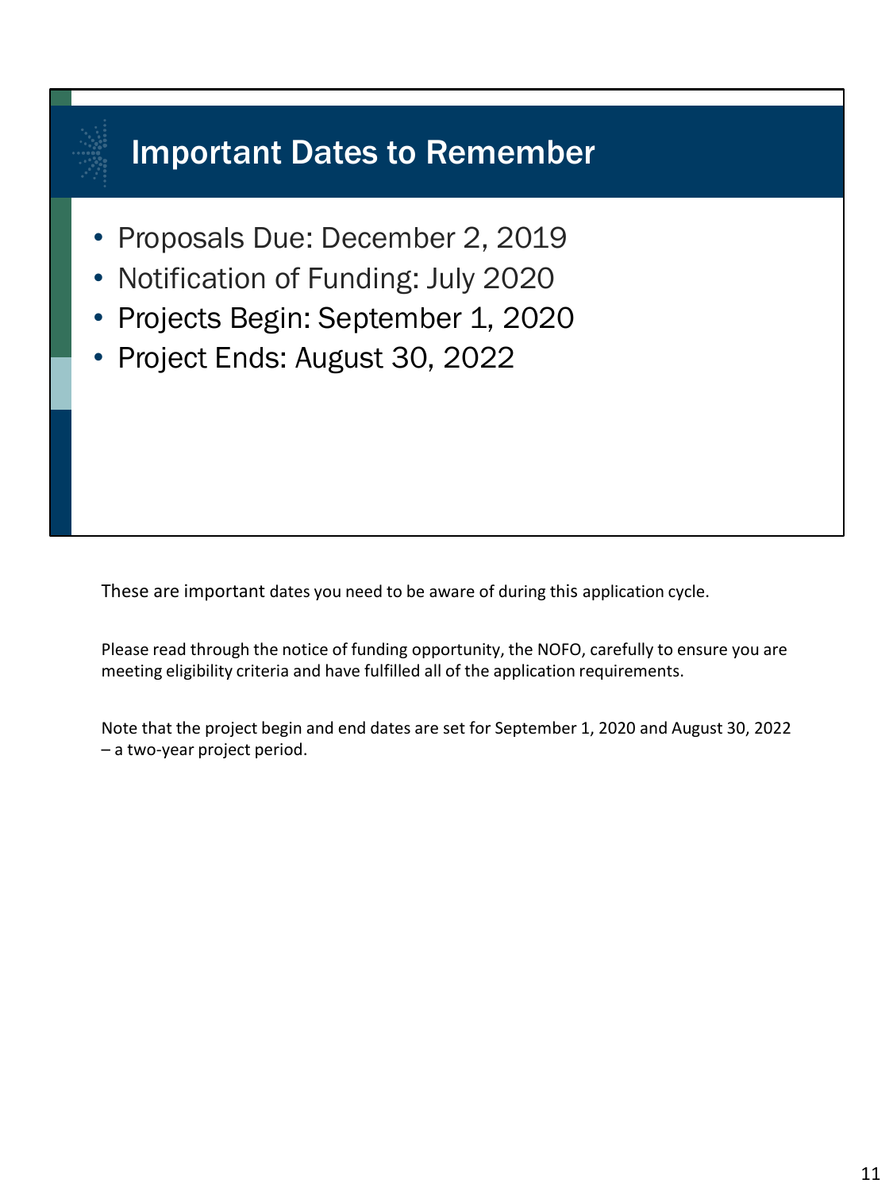## Important Dates to Remember

- Proposals Due: December 2, 2019
- Notification of Funding: July 2020
- Projects Begin: September 1, 2020
- Project Ends: August 30, 2022

These are important dates you need to be aware of during this application cycle.

Please read through the notice of funding opportunity, the NOFO, carefully to ensure you are meeting eligibility criteria and have fulfilled all of the application requirements.

Note that the project begin and end dates are set for September 1, 2020 and August 30, 2022 – a two-year project period.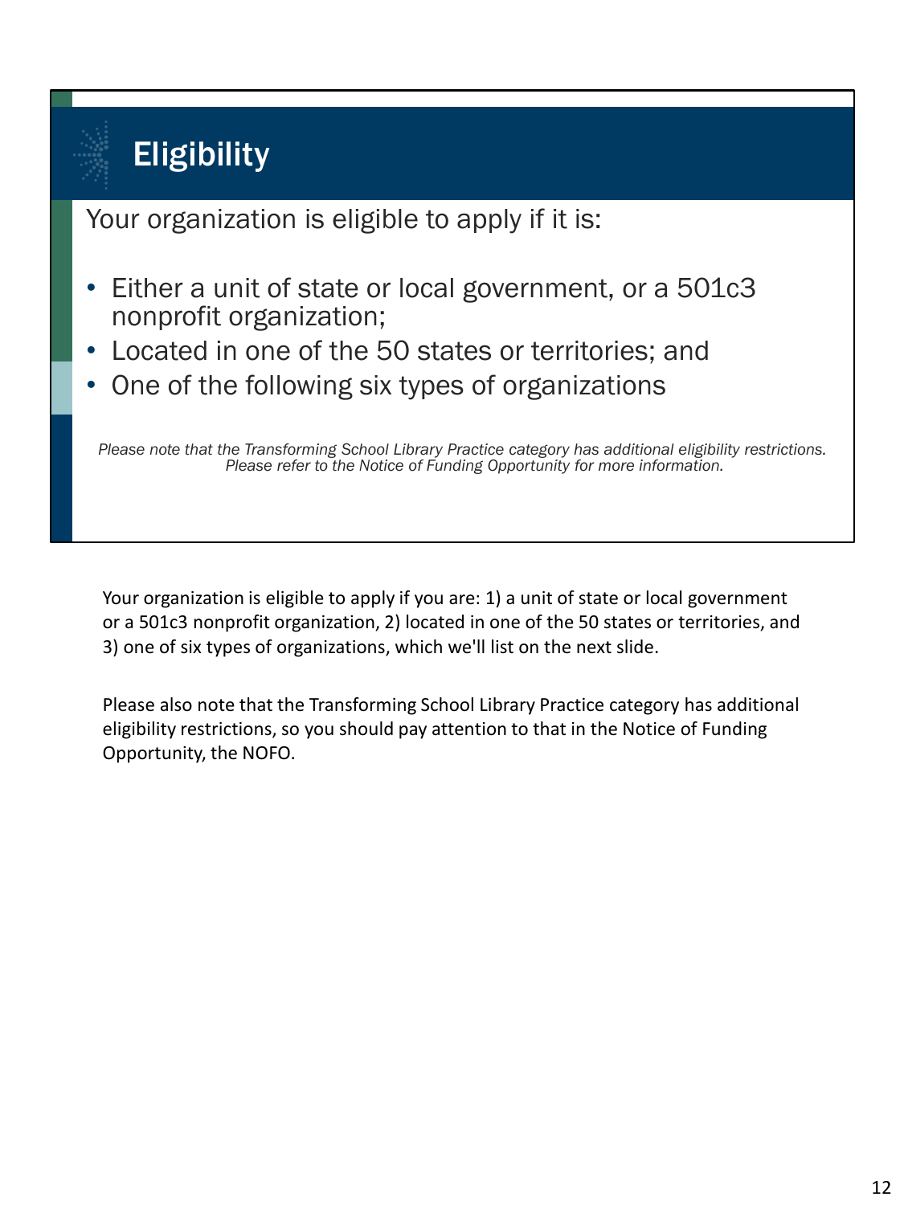## Eligibility

Your organization is eligible to apply if it is:

- Either a unit of state or local government, or a 501c3 nonprofit organization;
- Located in one of the 50 states or territories; and
- One of the following six types of organizations

*Please note that the Transforming School Library Practice category has additional eligibility restrictions. Please refer to the Notice of Funding Opportunity for more information.*

Your organization is eligible to apply if you are: 1) a unit of state or local government or a 501c3 nonprofit organization, 2) located in one of the 50 states or territories, and 3) one of six types of organizations, which we'll list on the next slide.

Please also note that the Transforming School Library Practice category has additional eligibility restrictions, so you should pay attention to that in the Notice of Funding Opportunity, the NOFO.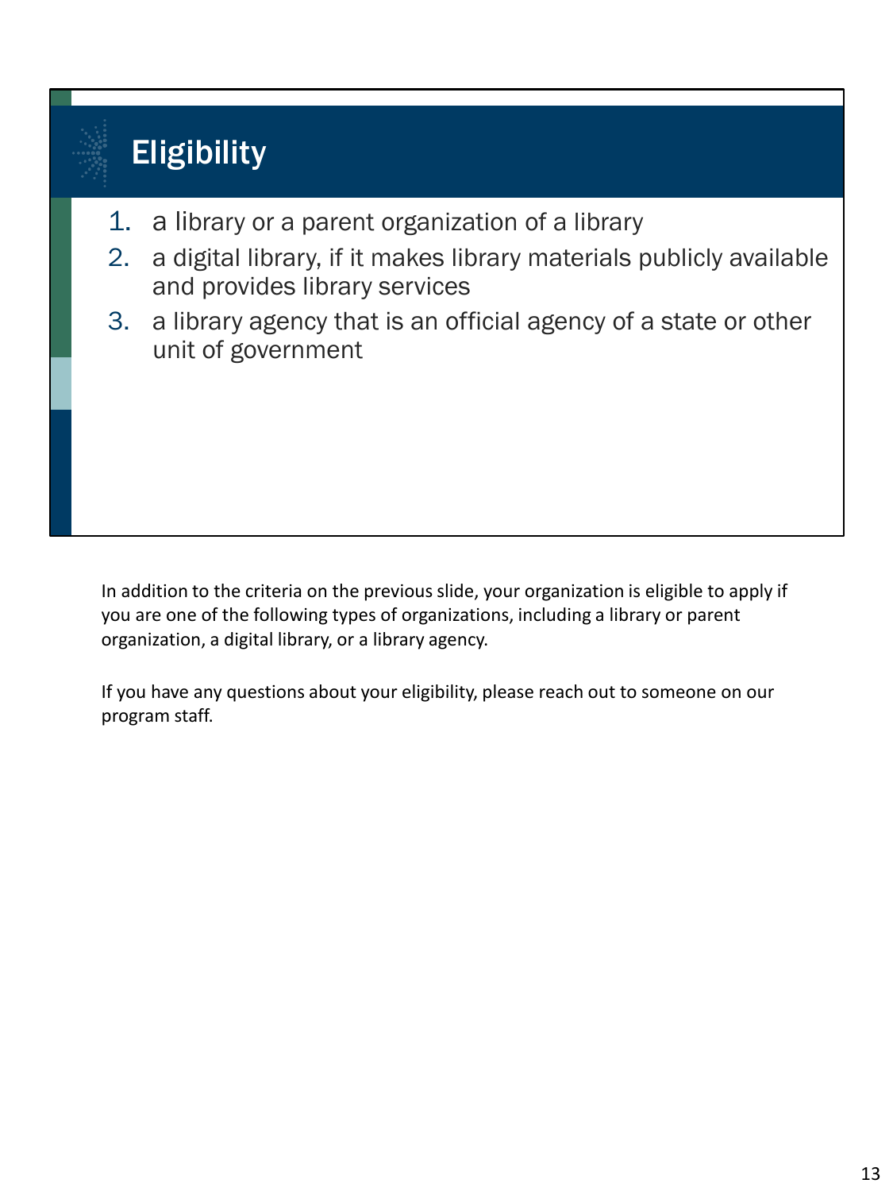## Eligibility

1. a library or a parent organization of a library
2. a digital library, if it makes library materials publicly available and provides library services
3. a library agency that is an official agency of a state or other unit of government

In addition to the criteria on the previous slide, your organization is eligible to apply if you are one of the following types of organizations, including a library or parent organization, a digital library, or a library agency.

If you have any questions about your eligibility, please reach out to someone on our program staff.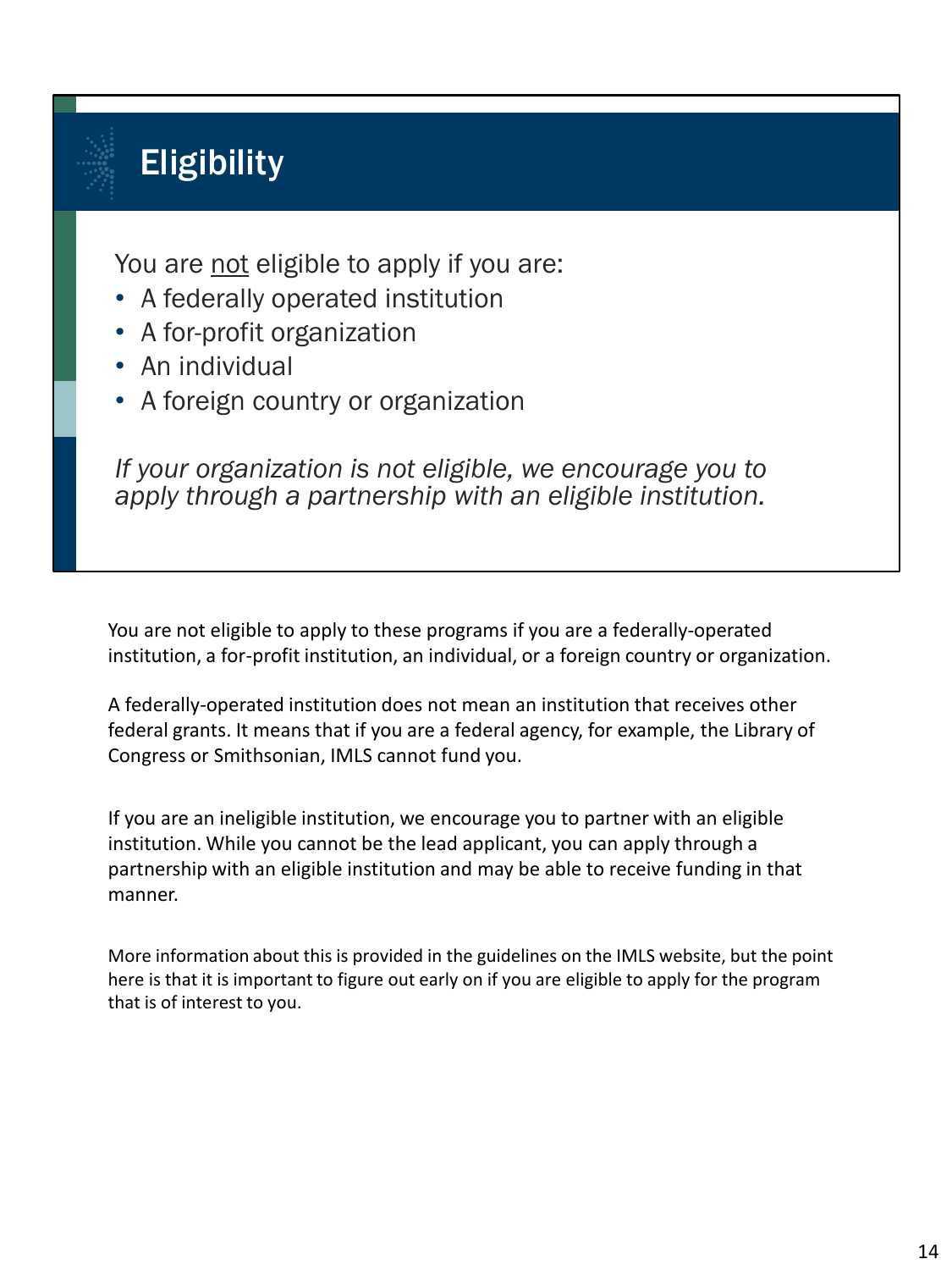## Eligibility

You are <u>not</u> eligible to apply if you are:

- A federally operated institution
- A for-profit organization
- An individual
- A foreign country or organization

*If your organization is not eligible, we encourage you to apply through a partnership with an eligible institution.*

You are not eligible to apply to these programs if you are a federally-operated institution, a for-profit institution, an individual, or a foreign country or organization.

A federally-operated institution does not mean an institution that receives other federal grants. It means that if you are a federal agency, for example, the Library of Congress or Smithsonian, IMLS cannot fund you.

If you are an ineligible institution, we encourage you to partner with an eligible institution. While you cannot be the lead applicant, you can apply through a partnership with an eligible institution and may be able to receive funding in that manner.

More information about this is provided in the guidelines on the IMLS website, but the point here is that it is important to figure out early on if you are eligible to apply for the program that is of interest to you.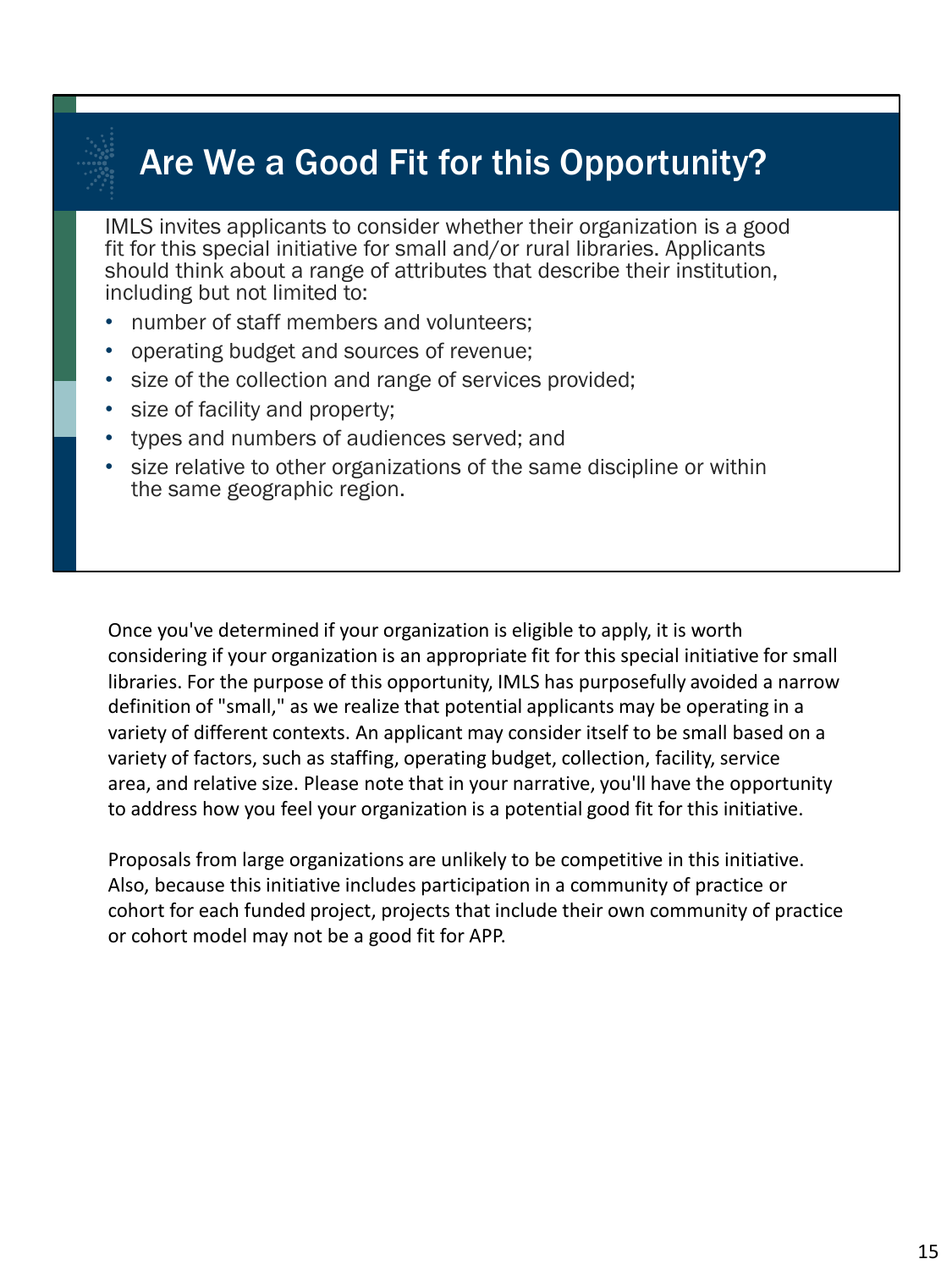# Are We a Good Fit for this Opportunity?

IMLS invites applicants to consider whether their organization is a good fit for this special initiative for small and/or rural libraries. Applicants should think about a range of attributes that describe their institution, including but not limited to:

- number of staff members and volunteers;
- operating budget and sources of revenue;
- size of the collection and range of services provided;
- size of facility and property;
- types and numbers of audiences served; and
- size relative to other organizations of the same discipline or within the same geographic region.

Once you've determined if your organization is eligible to apply, it is worth considering if your organization is an appropriate fit for this special initiative for small libraries. For the purpose of this opportunity, IMLS has purposefully avoided a narrow definition of "small," as we realize that potential applicants may be operating in a variety of different contexts. An applicant may consider itself to be small based on a variety of factors, such as staffing, operating budget, collection, facility, service area, and relative size. Please note that in your narrative, you'll have the opportunity to address how you feel your organization is a potential good fit for this initiative.

Proposals from large organizations are unlikely to be competitive in this initiative. Also, because this initiative includes participation in a community of practice or cohort for each funded project, projects that include their own community of practice or cohort model may not be a good fit for APP.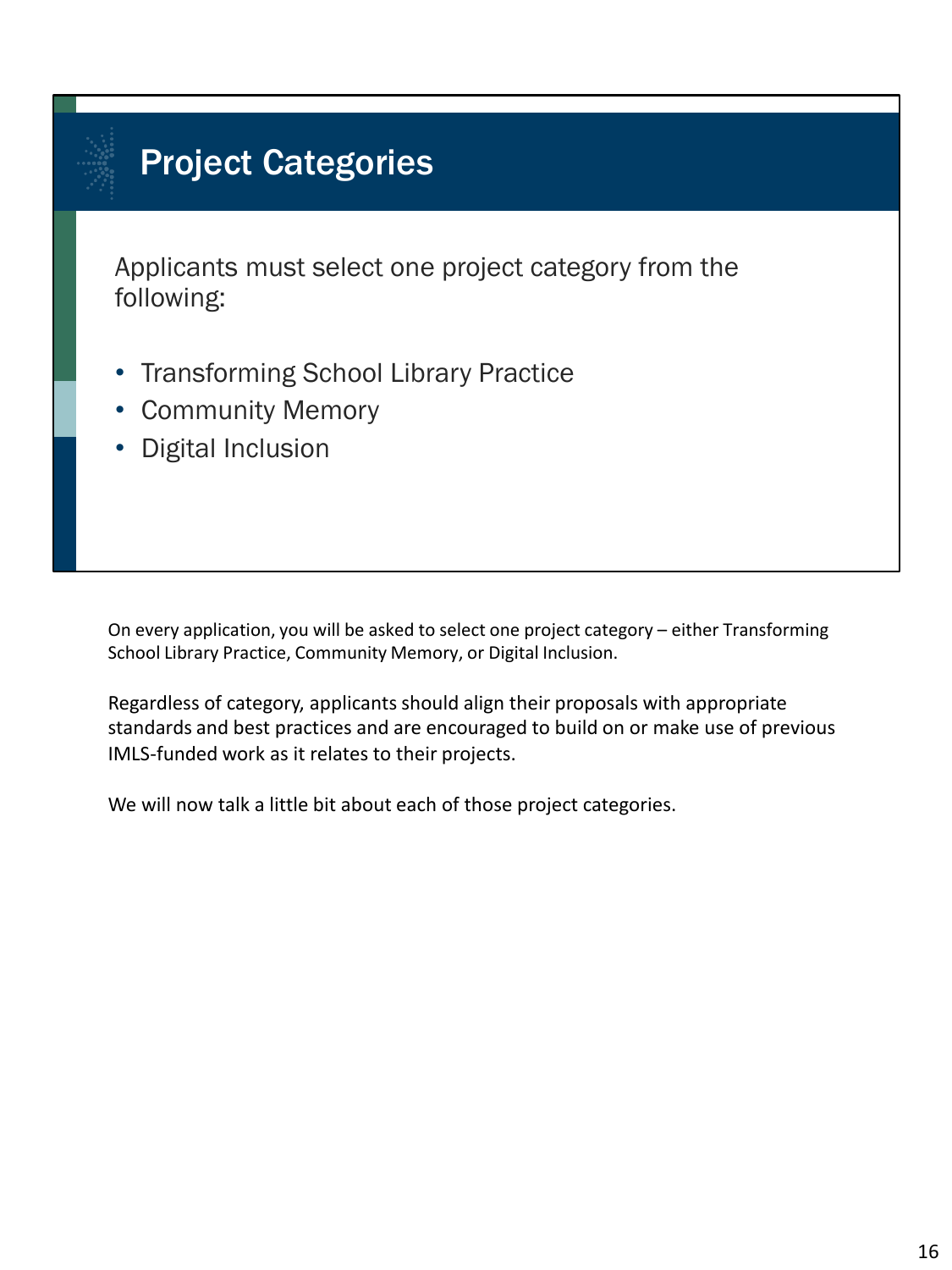## Project Categories

Applicants must select one project category from the following:

- Transforming School Library Practice
- Community Memory
- Digital Inclusion

On every application, you will be asked to select one project category – either Transforming School Library Practice, Community Memory, or Digital Inclusion.

Regardless of category, applicants should align their proposals with appropriate standards and best practices and are encouraged to build on or make use of previous IMLS-funded work as it relates to their projects.

We will now talk a little bit about each of those project categories.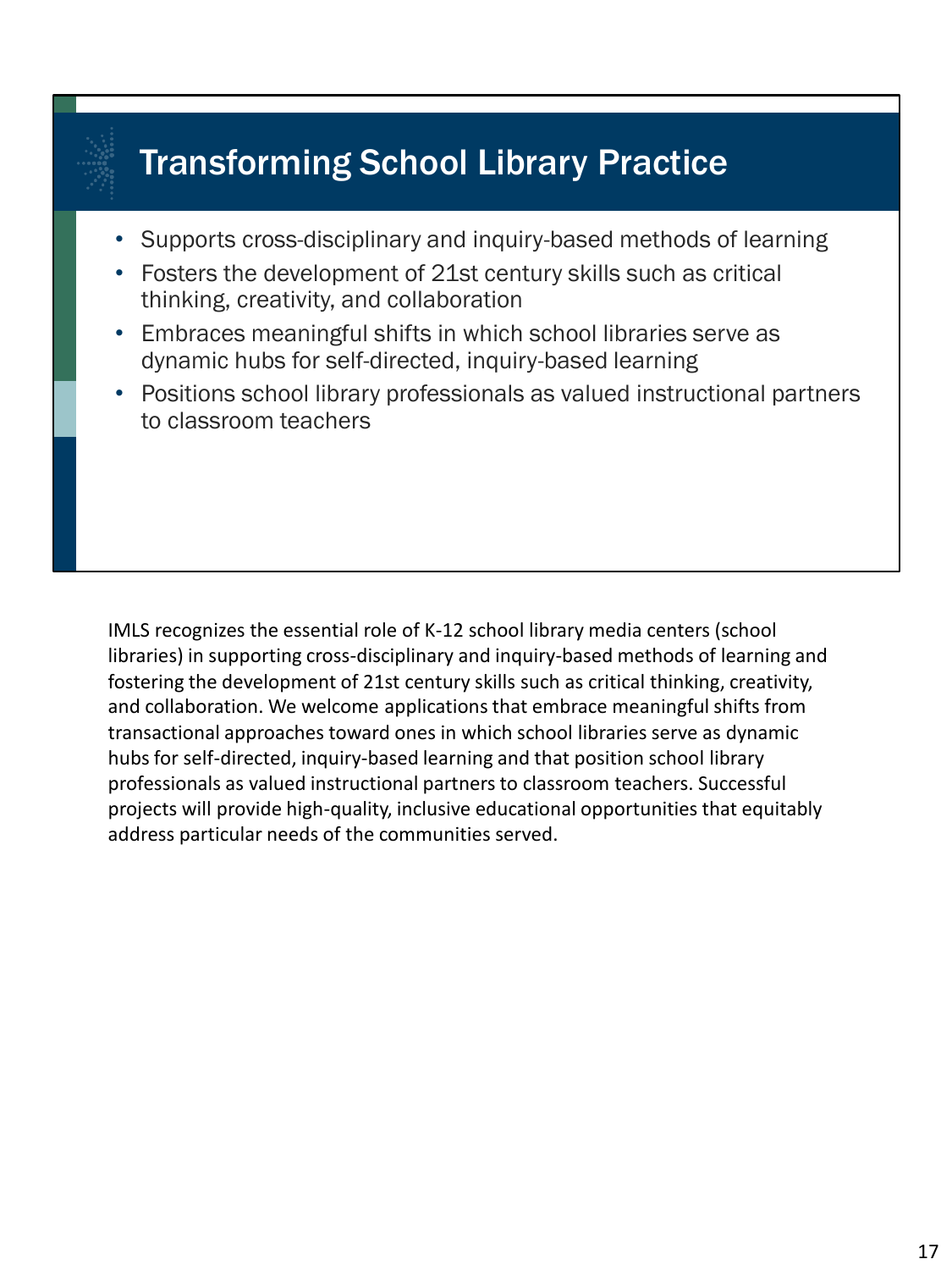# Transforming School Library Practice

- Supports cross-disciplinary and inquiry-based methods of learning
- Fosters the development of 21st century skills such as critical thinking, creativity, and collaboration
- Embraces meaningful shifts in which school libraries serve as dynamic hubs for self-directed, inquiry-based learning
- Positions school library professionals as valued instructional partners to classroom teachers

IMLS recognizes the essential role of K-12 school library media centers (school libraries) in supporting cross-disciplinary and inquiry-based methods of learning and fostering the development of 21st century skills such as critical thinking, creativity, and collaboration. We welcome applications that embrace meaningful shifts from transactional approaches toward ones in which school libraries serve as dynamic hubs for self-directed, inquiry-based learning and that position school library professionals as valued instructional partners to classroom teachers. Successful projects will provide high-quality, inclusive educational opportunities that equitably address particular needs of the communities served.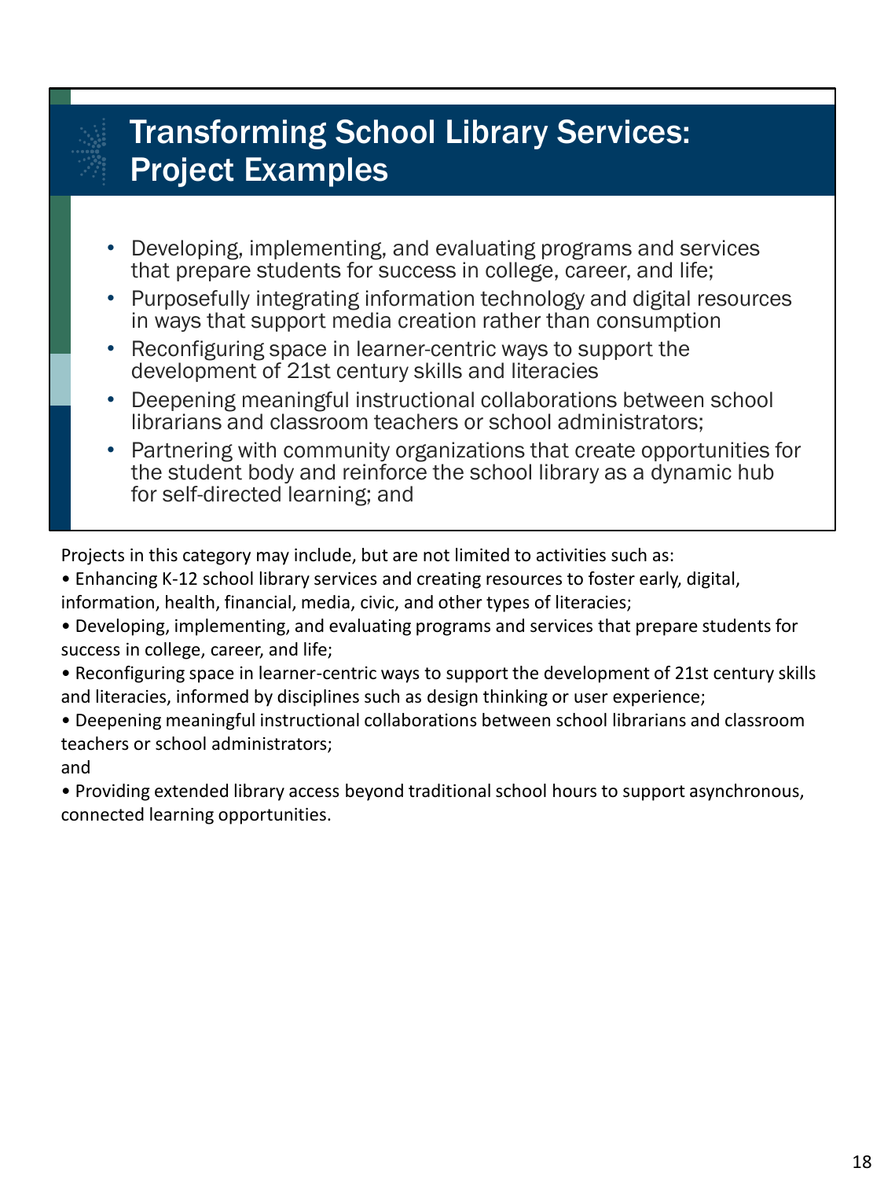# Transforming School Library Services: Project Examples

- Developing, implementing, and evaluating programs and services that prepare students for success in college, career, and life;
- Purposefully integrating information technology and digital resources in ways that support media creation rather than consumption
- Reconfiguring space in learner-centric ways to support the development of 21st century skills and literacies
- Deepening meaningful instructional collaborations between school librarians and classroom teachers or school administrators;
- Partnering with community organizations that create opportunities for the student body and reinforce the school library as a dynamic hub for self-directed learning; and

Projects in this category may include, but are not limited to activities such as:

• Enhancing K-12 school library services and creating resources to foster early, digital, information, health, financial, media, civic, and other types of literacies;

• Developing, implementing, and evaluating programs and services that prepare students for success in college, career, and life;

• Reconfiguring space in learner-centric ways to support the development of 21st century skills and literacies, informed by disciplines such as design thinking or user experience;

• Deepening meaningful instructional collaborations between school librarians and classroom teachers or school administrators;

and

• Providing extended library access beyond traditional school hours to support asynchronous, connected learning opportunities.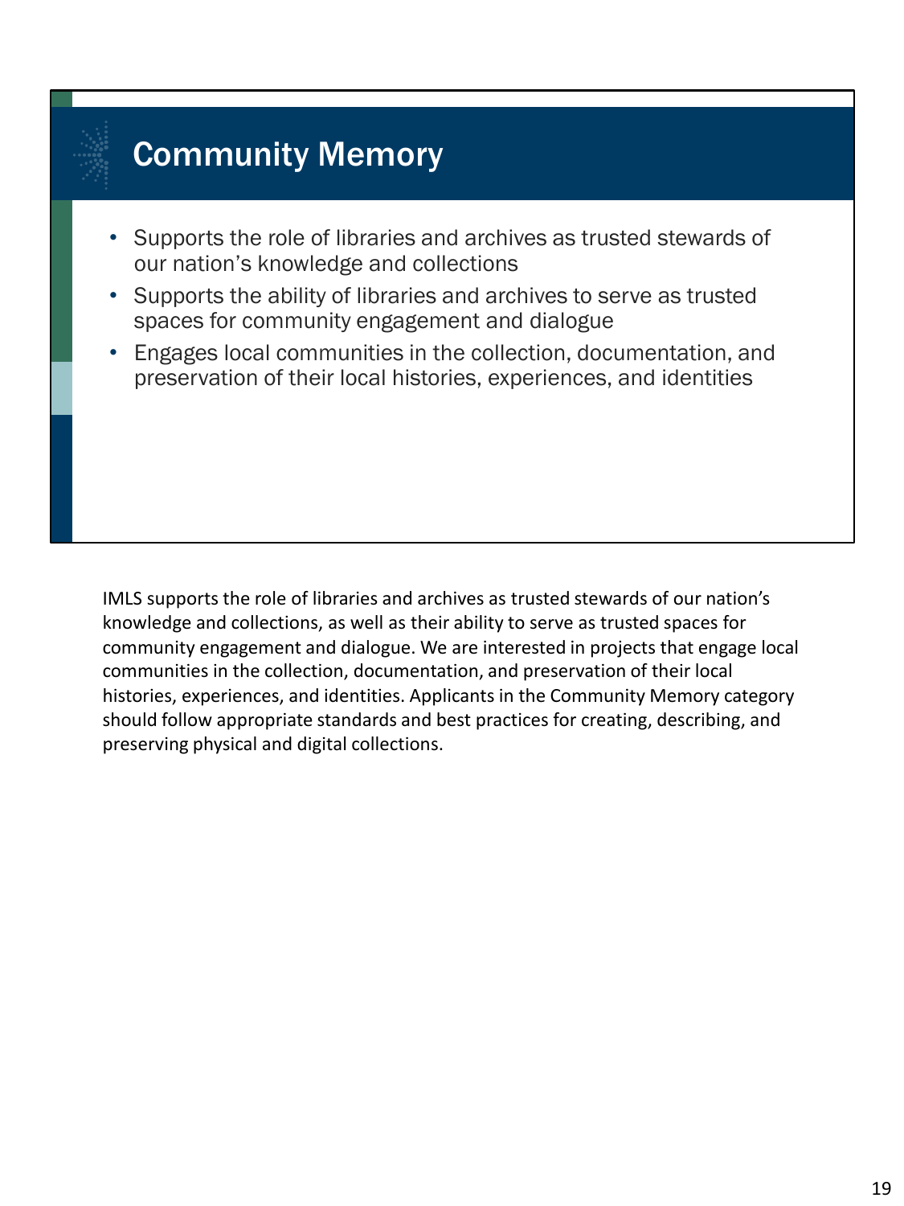# Community Memory

- Supports the role of libraries and archives as trusted stewards of our nation’s knowledge and collections
- Supports the ability of libraries and archives to serve as trusted spaces for community engagement and dialogue
- Engages local communities in the collection, documentation, and preservation of their local histories, experiences, and identities

IMLS supports the role of libraries and archives as trusted stewards of our nation’s knowledge and collections, as well as their ability to serve as trusted spaces for community engagement and dialogue. We are interested in projects that engage local communities in the collection, documentation, and preservation of their local histories, experiences, and identities. Applicants in the Community Memory category should follow appropriate standards and best practices for creating, describing, and preserving physical and digital collections.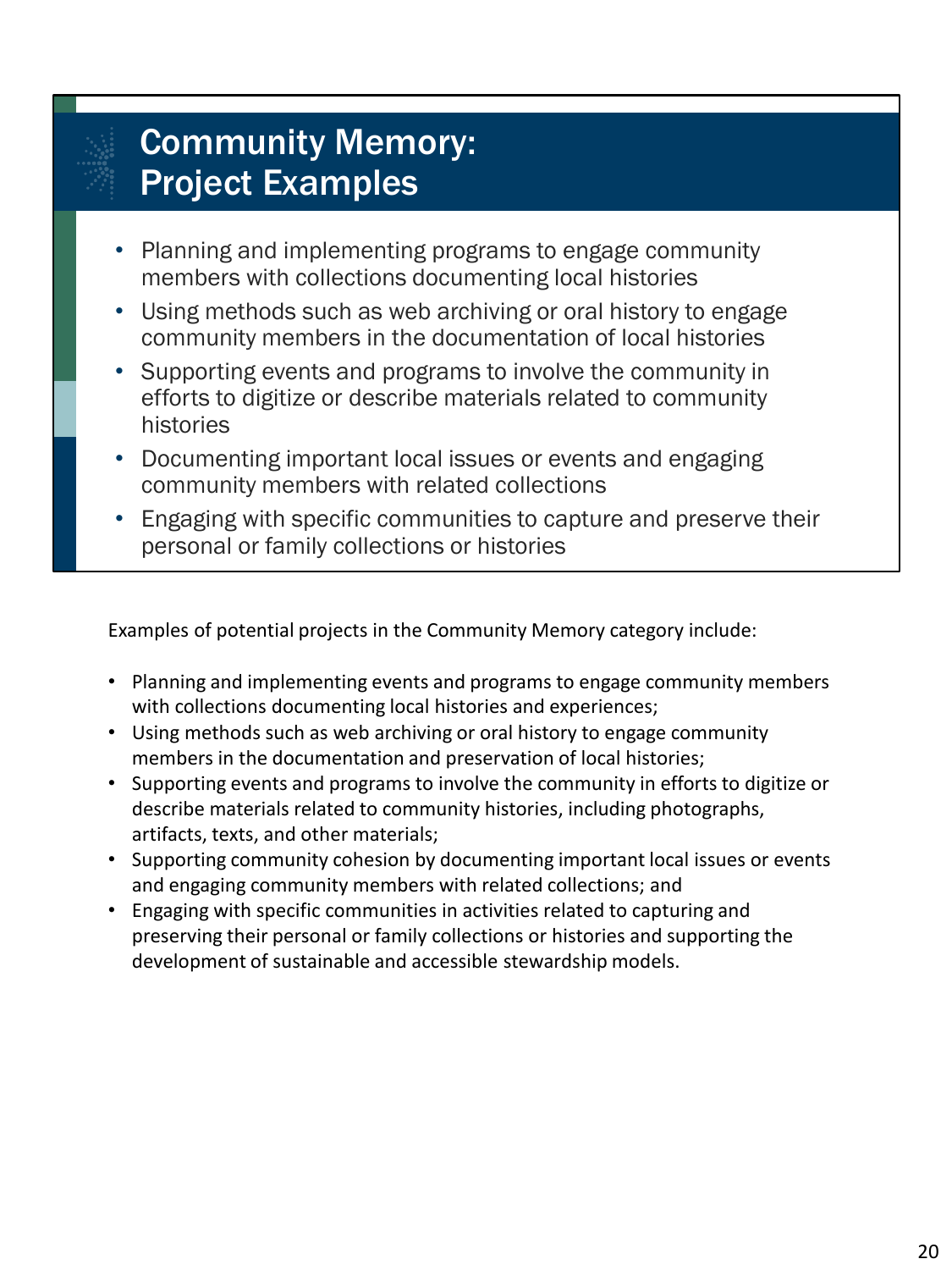## Community Memory: Project Examples

- Planning and implementing programs to engage community members with collections documenting local histories
- Using methods such as web archiving or oral history to engage community members in the documentation of local histories
- Supporting events and programs to involve the community in efforts to digitize or describe materials related to community histories
- Documenting important local issues or events and engaging community members with related collections
- Engaging with specific communities to capture and preserve their personal or family collections or histories

Examples of potential projects in the Community Memory category include:

- Planning and implementing events and programs to engage community members with collections documenting local histories and experiences;
- Using methods such as web archiving or oral history to engage community members in the documentation and preservation of local histories;
- Supporting events and programs to involve the community in efforts to digitize or describe materials related to community histories, including photographs, artifacts, texts, and other materials;
- Supporting community cohesion by documenting important local issues or events and engaging community members with related collections; and
- Engaging with specific communities in activities related to capturing and preserving their personal or family collections or histories and supporting the development of sustainable and accessible stewardship models.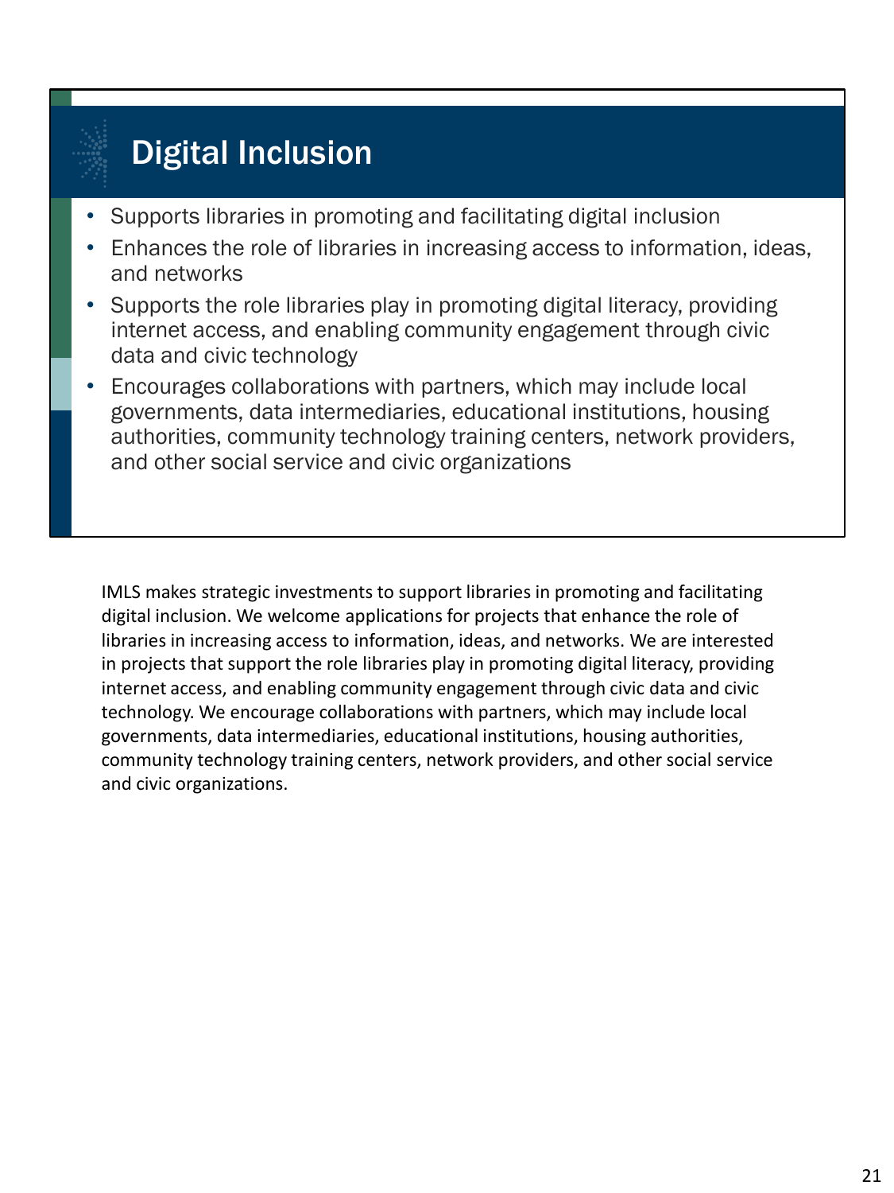# Digital Inclusion

- Supports libraries in promoting and facilitating digital inclusion
- Enhances the role of libraries in increasing access to information, ideas, and networks
- Supports the role libraries play in promoting digital literacy, providing internet access, and enabling community engagement through civic data and civic technology
- Encourages collaborations with partners, which may include local governments, data intermediaries, educational institutions, housing authorities, community technology training centers, network providers, and other social service and civic organizations

IMLS makes strategic investments to support libraries in promoting and facilitating digital inclusion. We welcome applications for projects that enhance the role of libraries in increasing access to information, ideas, and networks. We are interested in projects that support the role libraries play in promoting digital literacy, providing internet access, and enabling community engagement through civic data and civic technology. We encourage collaborations with partners, which may include local governments, data intermediaries, educational institutions, housing authorities, community technology training centers, network providers, and other social service and civic organizations.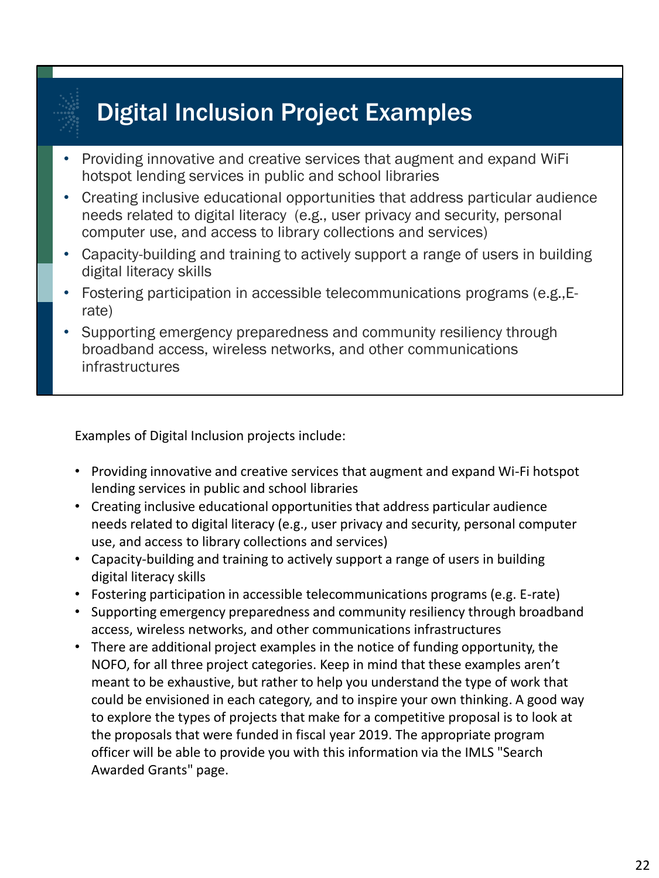## Digital Inclusion Project Examples

- Providing innovative and creative services that augment and expand WiFi hotspot lending services in public and school libraries
- Creating inclusive educational opportunities that address particular audience needs related to digital literacy (e.g., user privacy and security, personal computer use, and access to library collections and services)
- Capacity-building and training to actively support a range of users in building digital literacy skills
- Fostering participation in accessible telecommunications programs (e.g.,E-rate)
- Supporting emergency preparedness and community resiliency through broadband access, wireless networks, and other communications infrastructures

Examples of Digital Inclusion projects include:

- Providing innovative and creative services that augment and expand Wi-Fi hotspot lending services in public and school libraries
- Creating inclusive educational opportunities that address particular audience needs related to digital literacy (e.g., user privacy and security, personal computer use, and access to library collections and services)
- Capacity-building and training to actively support a range of users in building digital literacy skills
- Fostering participation in accessible telecommunications programs (e.g. E-rate)
- Supporting emergency preparedness and community resiliency through broadband access, wireless networks, and other communications infrastructures
- There are additional project examples in the notice of funding opportunity, the NOFO, for all three project categories. Keep in mind that these examples aren't meant to be exhaustive, but rather to help you understand the type of work that could be envisioned in each category, and to inspire your own thinking. A good way to explore the types of projects that make for a competitive proposal is to look at the proposals that were funded in fiscal year 2019. The appropriate program officer will be able to provide you with this information via the IMLS "Search Awarded Grants" page.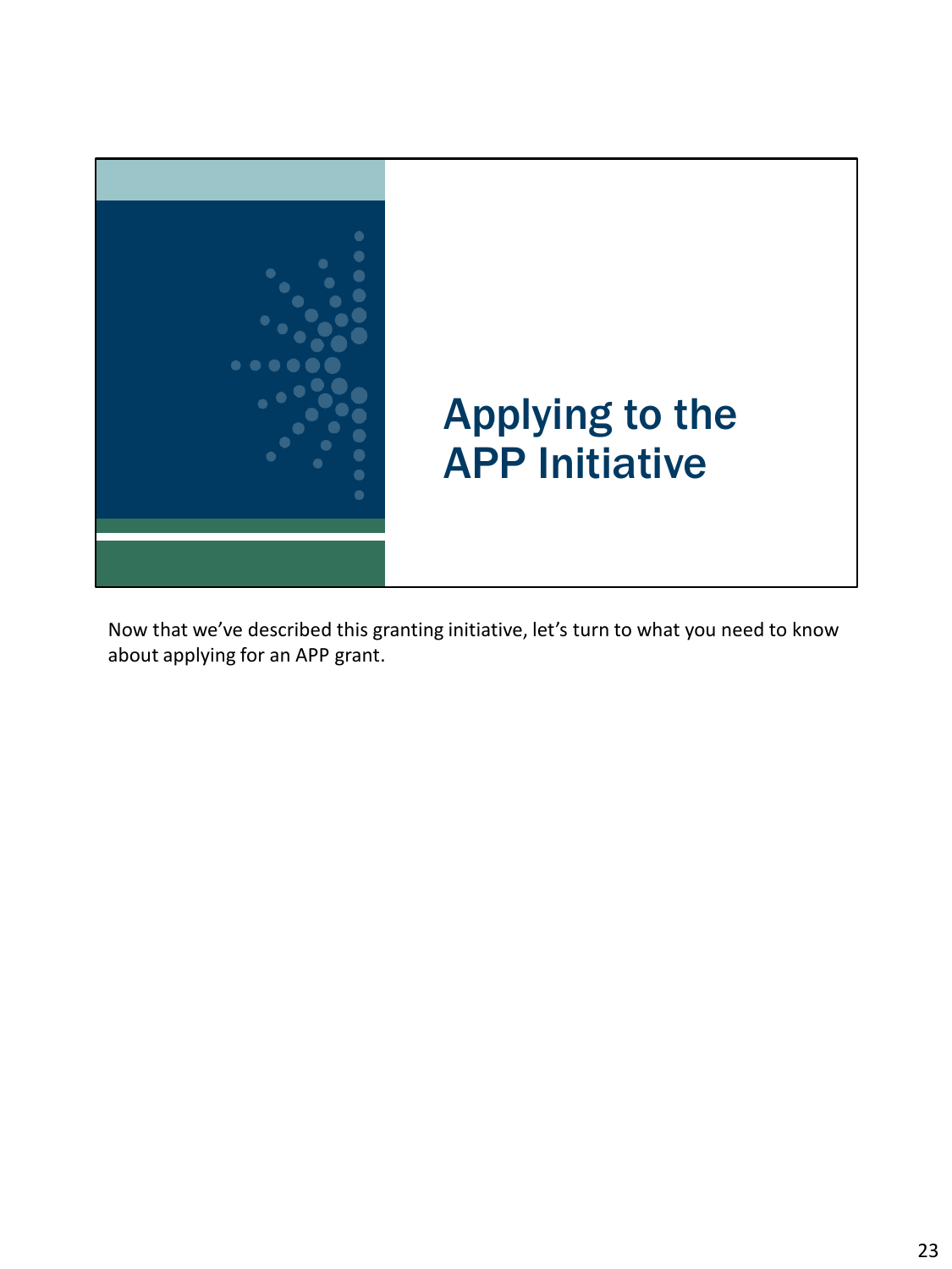# Applying to the APP Initiative

Now that we've described this granting initiative, let's turn to what you need to know about applying for an APP grant.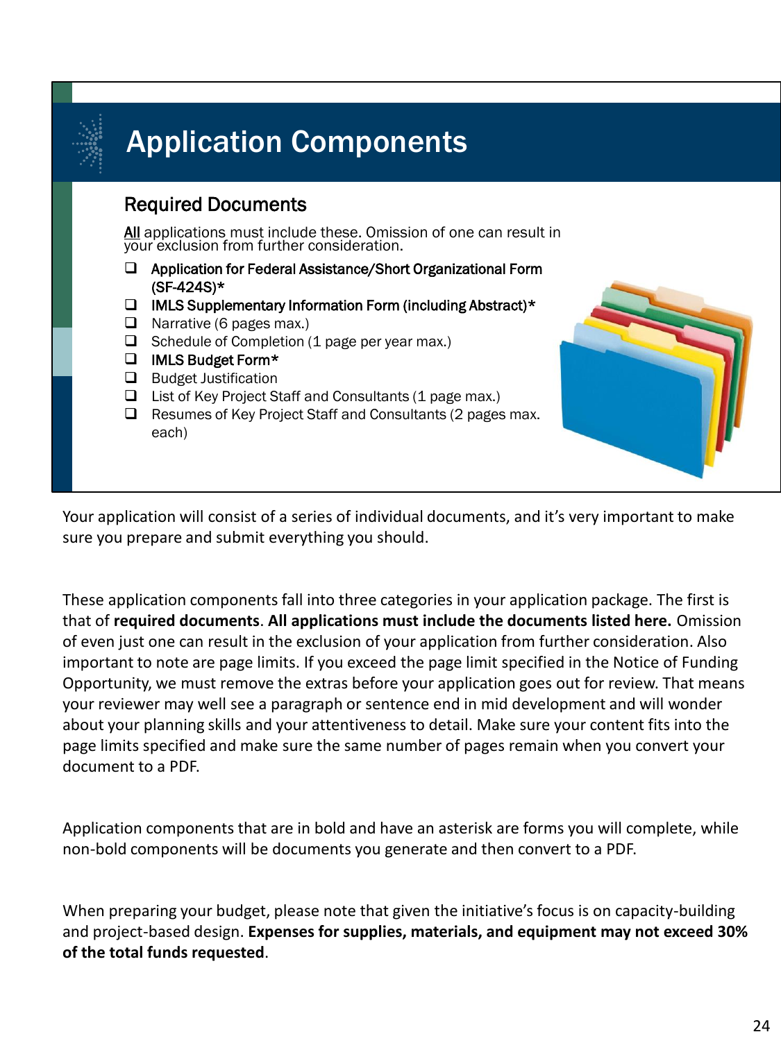# Application Components

## Required Documents

<u>All</u> applications must include these. Omission of one can result in your exclusion from further consideration.

- ❑ **Application for Federal Assistance/Short Organizational Form (SF-424S)***
- ❑ **IMLS Supplementary Information Form (including Abstract)***
- ❑ Narrative (6 pages max.)
- ❑ Schedule of Completion (1 page per year max.)
- ❑ **IMLS Budget Form***
- ❑ Budget Justification
- ❑ List of Key Project Staff and Consultants (1 page max.)
- ❑ Resumes of Key Project Staff and Consultants (2 pages max. each)

Your application will consist of a series of individual documents, and it's very important to make sure you prepare and submit everything you should.

These application components fall into three categories in your application package. The first is that of **required documents**. **All applications must include the documents listed here.** Omission of even just one can result in the exclusion of your application from further consideration. Also important to note are page limits. If you exceed the page limit specified in the Notice of Funding Opportunity, we must remove the extras before your application goes out for review. That means your reviewer may well see a paragraph or sentence end in mid development and will wonder about your planning skills and your attentiveness to detail. Make sure your content fits into the page limits specified and make sure the same number of pages remain when you convert your document to a PDF.

Application components that are in bold and have an asterisk are forms you will complete, while non-bold components will be documents you generate and then convert to a PDF.

When preparing your budget, please note that given the initiative's focus is on capacity-building and project-based design. **Expenses for supplies, materials, and equipment may not exceed 30% of the total funds requested**.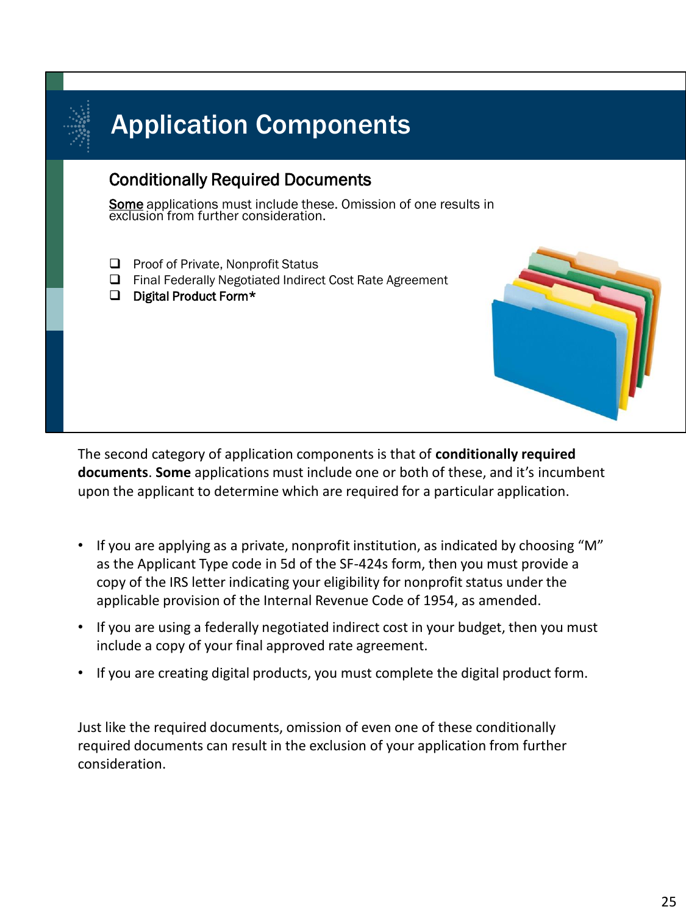# Application Components

## Conditionally Required Documents

Some applications must include these. Omission of one results in exclusion from further consideration.

- ❑ Proof of Private, Nonprofit Status
- ❑ Final Federally Negotiated Indirect Cost Rate Agreement
- ❑ Digital Product Form*

The second category of application components is that of **conditionally required documents**. **Some** applications must include one or both of these, and it's incumbent upon the applicant to determine which are required for a particular application.

- If you are applying as a private, nonprofit institution, as indicated by choosing "M" as the Applicant Type code in 5d of the SF-424s form, then you must provide a copy of the IRS letter indicating your eligibility for nonprofit status under the applicable provision of the Internal Revenue Code of 1954, as amended.
- If you are using a federally negotiated indirect cost in your budget, then you must include a copy of your final approved rate agreement.
- If you are creating digital products, you must complete the digital product form.

Just like the required documents, omission of even one of these conditionally required documents can result in the exclusion of your application from further consideration.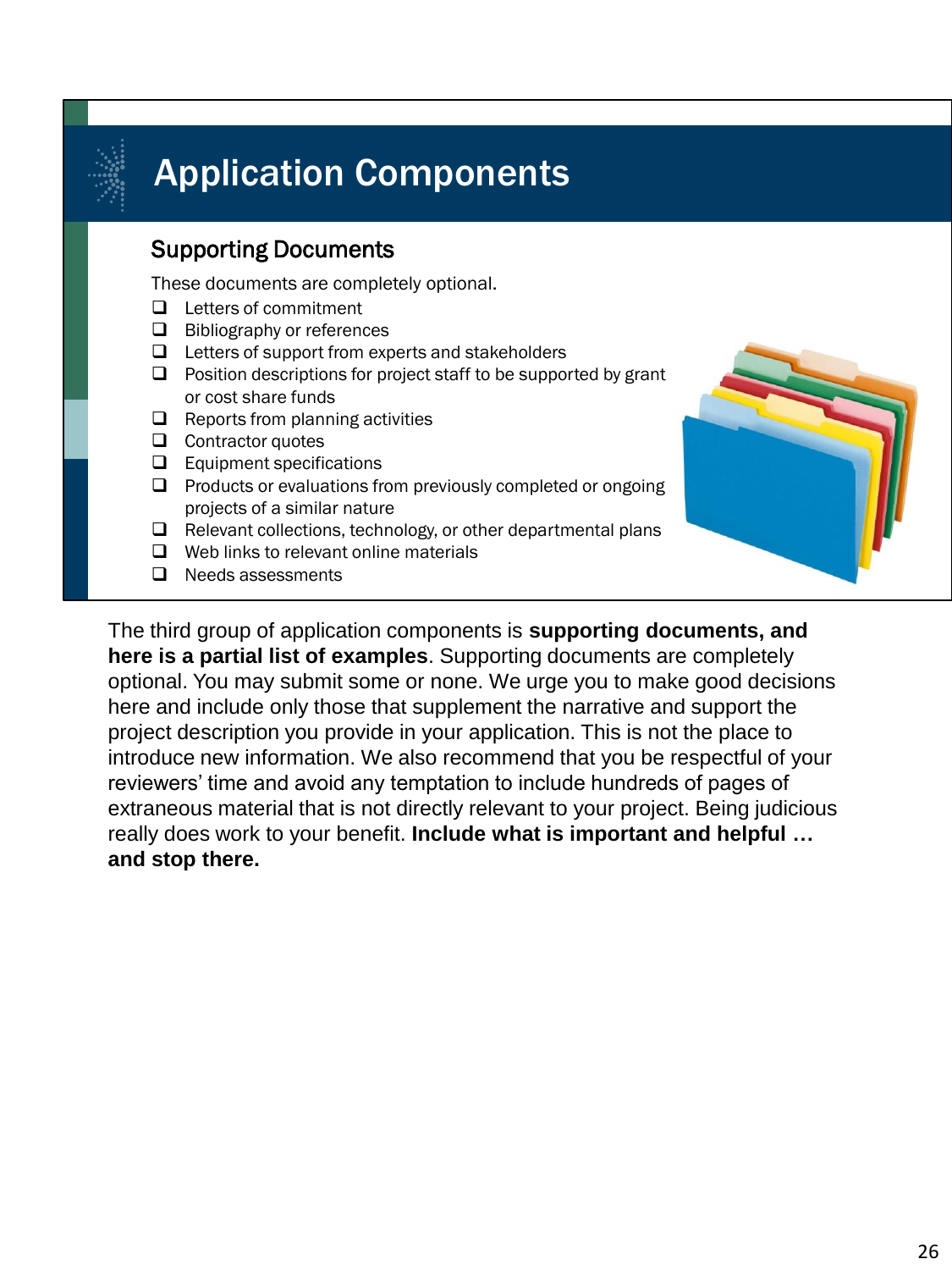# Application Components

## Supporting Documents

These documents are completely optional.

- Letters of commitment
- Bibliography or references
- Letters of support from experts and stakeholders
- Position descriptions for project staff to be supported by grant or cost share funds
- Reports from planning activities
- Contractor quotes
- Equipment specifications
- Products or evaluations from previously completed or ongoing projects of a similar nature
- Relevant collections, technology, or other departmental plans
- Web links to relevant online materials
- Needs assessments

The third group of application components is **supporting documents, and here is a partial list of examples**. Supporting documents are completely optional. You may submit some or none. We urge you to make good decisions here and include only those that supplement the narrative and support the project description you provide in your application. This is not the place to introduce new information. We also recommend that you be respectful of your reviewers' time and avoid any temptation to include hundreds of pages of extraneous material that is not directly relevant to your project. Being judicious really does work to your benefit. **Include what is important and helpful … and stop there.**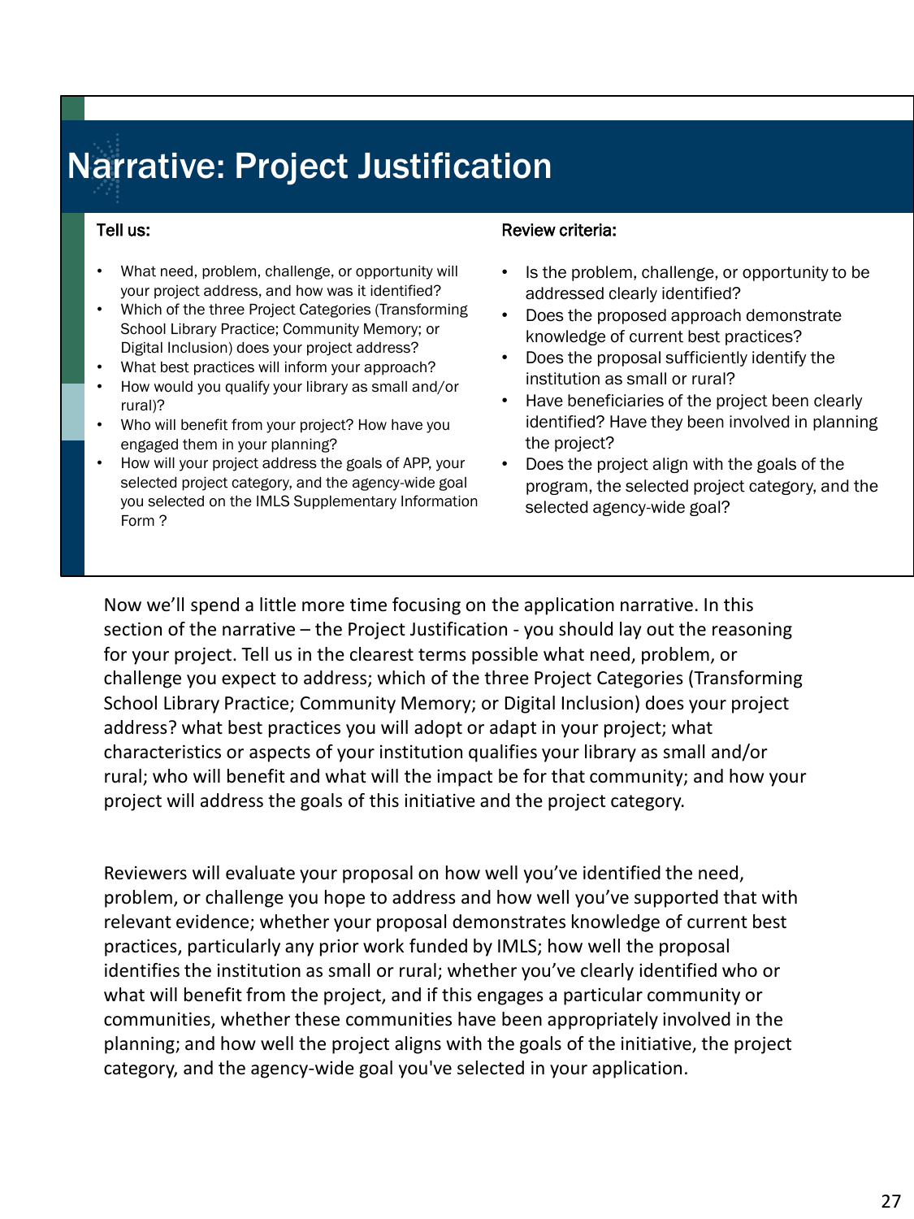# Narrative: Project Justification

**Tell us:**

- What need, problem, challenge, or opportunity will your project address, and how was it identified?
- Which of the three Project Categories (Transforming School Library Practice; Community Memory; or Digital Inclusion) does your project address?
- What best practices will inform your approach?
- How would you qualify your library as small and/or rural)?
- Who will benefit from your project? How have you engaged them in your planning?
- How will your project address the goals of APP, your selected project category, and the agency-wide goal you selected on the IMLS Supplementary Information Form ?

**Review criteria:**

- Is the problem, challenge, or opportunity to be addressed clearly identified?
- Does the proposed approach demonstrate knowledge of current best practices?
- Does the proposal sufficiently identify the institution as small or rural?
- Have beneficiaries of the project been clearly identified? Have they been involved in planning the project?
- Does the project align with the goals of the program, the selected project category, and the selected agency-wide goal?

Now we'll spend a little more time focusing on the application narrative. In this section of the narrative – the Project Justification - you should lay out the reasoning for your project. Tell us in the clearest terms possible what need, problem, or challenge you expect to address; which of the three Project Categories (Transforming School Library Practice; Community Memory; or Digital Inclusion) does your project address? what best practices you will adopt or adapt in your project; what characteristics or aspects of your institution qualifies your library as small and/or rural; who will benefit and what will the impact be for that community; and how your project will address the goals of this initiative and the project category.

Reviewers will evaluate your proposal on how well you've identified the need, problem, or challenge you hope to address and how well you've supported that with relevant evidence; whether your proposal demonstrates knowledge of current best practices, particularly any prior work funded by IMLS; how well the proposal identifies the institution as small or rural; whether you've clearly identified who or what will benefit from the project, and if this engages a particular community or communities, whether these communities have been appropriately involved in the planning; and how well the project aligns with the goals of the initiative, the project category, and the agency-wide goal you've selected in your application.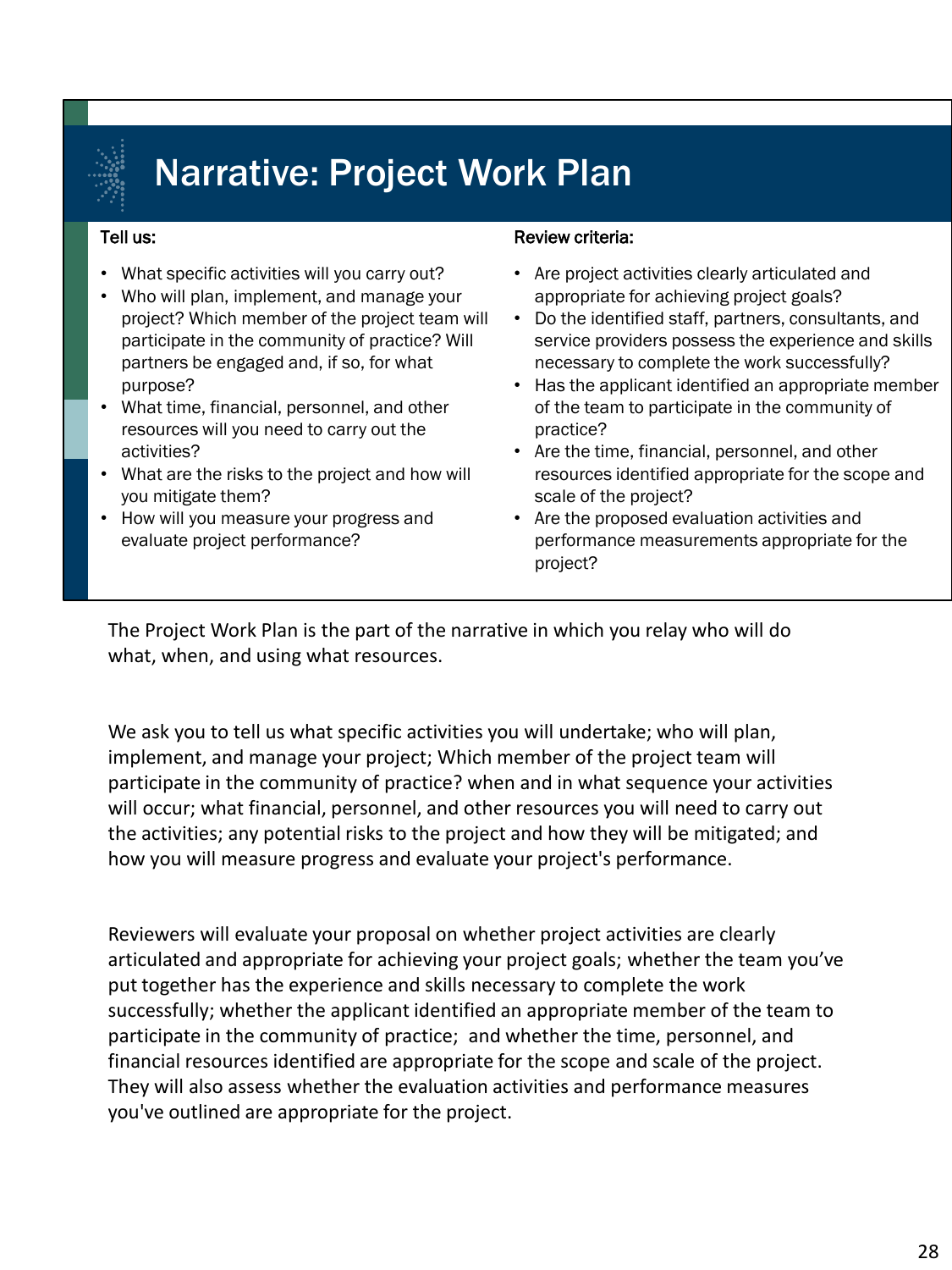# Narrative: Project Work Plan

**Tell us:**

- What specific activities will you carry out?
- Who will plan, implement, and manage your project? Which member of the project team will participate in the community of practice? Will partners be engaged and, if so, for what purpose?
- What time, financial, personnel, and other resources will you need to carry out the activities?
- What are the risks to the project and how will you mitigate them?
- How will you measure your progress and evaluate project performance?

**Review criteria:**

- Are project activities clearly articulated and appropriate for achieving project goals?
- Do the identified staff, partners, consultants, and service providers possess the experience and skills necessary to complete the work successfully?
- Has the applicant identified an appropriate member of the team to participate in the community of practice?
- Are the time, financial, personnel, and other resources identified appropriate for the scope and scale of the project?
- Are the proposed evaluation activities and performance measurements appropriate for the project?

The Project Work Plan is the part of the narrative in which you relay who will do what, when, and using what resources.

We ask you to tell us what specific activities you will undertake; who will plan, implement, and manage your project; Which member of the project team will participate in the community of practice? when and in what sequence your activities will occur; what financial, personnel, and other resources you will need to carry out the activities; any potential risks to the project and how they will be mitigated; and how you will measure progress and evaluate your project's performance.

Reviewers will evaluate your proposal on whether project activities are clearly articulated and appropriate for achieving your project goals; whether the team you've put together has the experience and skills necessary to complete the work successfully; whether the applicant identified an appropriate member of the team to participate in the community of practice; and whether the time, personnel, and financial resources identified are appropriate for the scope and scale of the project. They will also assess whether the evaluation activities and performance measures you've outlined are appropriate for the project.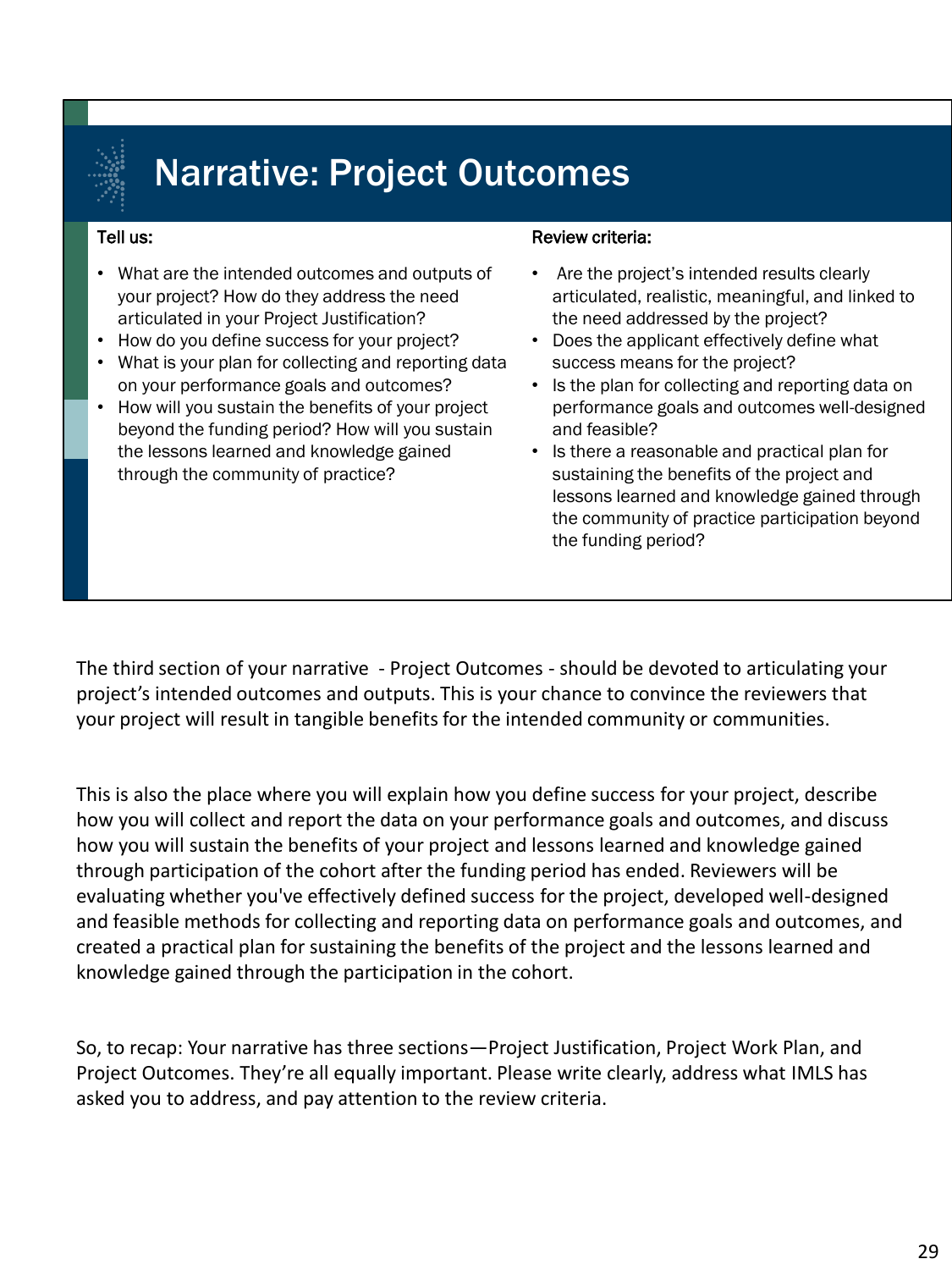# Narrative: Project Outcomes

**Tell us:**

- What are the intended outcomes and outputs of your project? How do they address the need articulated in your Project Justification?
- How do you define success for your project?
- What is your plan for collecting and reporting data on your performance goals and outcomes?
- How will you sustain the benefits of your project beyond the funding period? How will you sustain the lessons learned and knowledge gained through the community of practice?

**Review criteria:**

- Are the project's intended results clearly articulated, realistic, meaningful, and linked to the need addressed by the project?
- Does the applicant effectively define what success means for the project?
- Is the plan for collecting and reporting data on performance goals and outcomes well-designed and feasible?
- Is there a reasonable and practical plan for sustaining the benefits of the project and lessons learned and knowledge gained through the community of practice participation beyond the funding period?

The third section of your narrative - Project Outcomes - should be devoted to articulating your project's intended outcomes and outputs. This is your chance to convince the reviewers that your project will result in tangible benefits for the intended community or communities.

This is also the place where you will explain how you define success for your project, describe how you will collect and report the data on your performance goals and outcomes, and discuss how you will sustain the benefits of your project and lessons learned and knowledge gained through participation of the cohort after the funding period has ended. Reviewers will be evaluating whether you've effectively defined success for the project, developed well-designed and feasible methods for collecting and reporting data on performance goals and outcomes, and created a practical plan for sustaining the benefits of the project and the lessons learned and knowledge gained through the participation in the cohort.

So, to recap: Your narrative has three sections—Project Justification, Project Work Plan, and Project Outcomes. They're all equally important. Please write clearly, address what IMLS has asked you to address, and pay attention to the review criteria.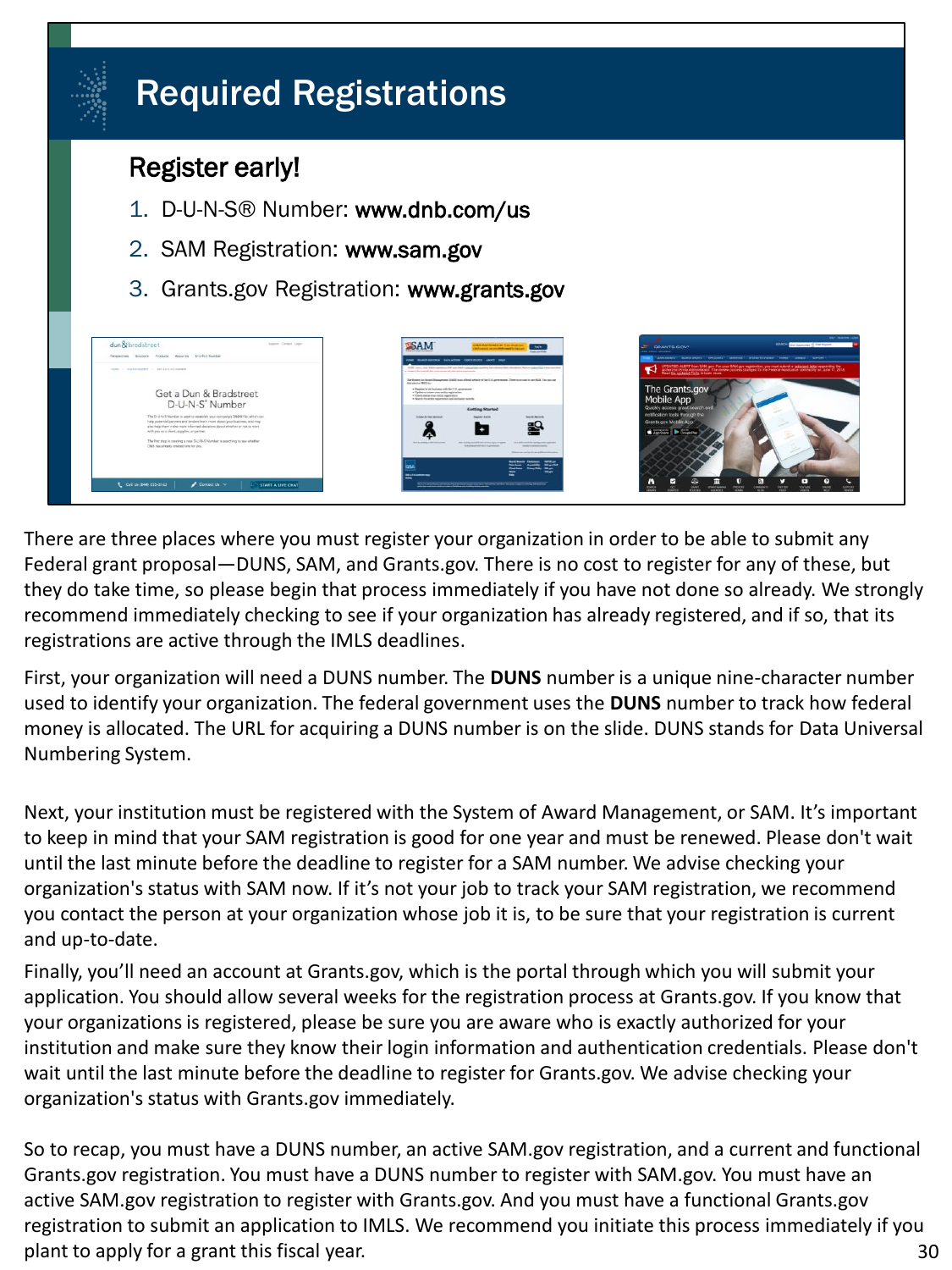# Required Registrations

## Register early!

1. D-U-N-S® Number: **www.dnb.com/us**
2. SAM Registration: **www.sam.gov**
3. Grants.gov Registration: **www.grants.gov**

There are three places where you must register your organization in order to be able to submit any Federal grant proposal—DUNS, SAM, and Grants.gov. There is no cost to register for any of these, but they do take time, so please begin that process immediately if you have not done so already. We strongly recommend immediately checking to see if your organization has already registered, and if so, that its registrations are active through the IMLS deadlines.

First, your organization will need a DUNS number. The **DUNS** number is a unique nine-character number used to identify your organization. The federal government uses the **DUNS** number to track how federal money is allocated. The URL for acquiring a DUNS number is on the slide. DUNS stands for Data Universal Numbering System.

Next, your institution must be registered with the System of Award Management, or SAM. It's important to keep in mind that your SAM registration is good for one year and must be renewed. Please don't wait until the last minute before the deadline to register for a SAM number. We advise checking your organization's status with SAM now. If it's not your job to track your SAM registration, we recommend you contact the person at your organization whose job it is, to be sure that your registration is current and up-to-date.

Finally, you'll need an account at Grants.gov, which is the portal through which you will submit your application. You should allow several weeks for the registration process at Grants.gov. If you know that your organizations is registered, please be sure you are aware who is exactly authorized for your institution and make sure they know their login information and authentication credentials. Please don't wait until the last minute before the deadline to register for Grants.gov. We advise checking your organization's status with Grants.gov immediately.

So to recap, you must have a DUNS number, an active SAM.gov registration, and a current and functional Grants.gov registration. You must have a DUNS number to register with SAM.gov. You must have an active SAM.gov registration to register with Grants.gov. And you must have a functional Grants.gov registration to submit an application to IMLS. We recommend you initiate this process immediately if you plant to apply for a grant this fiscal year.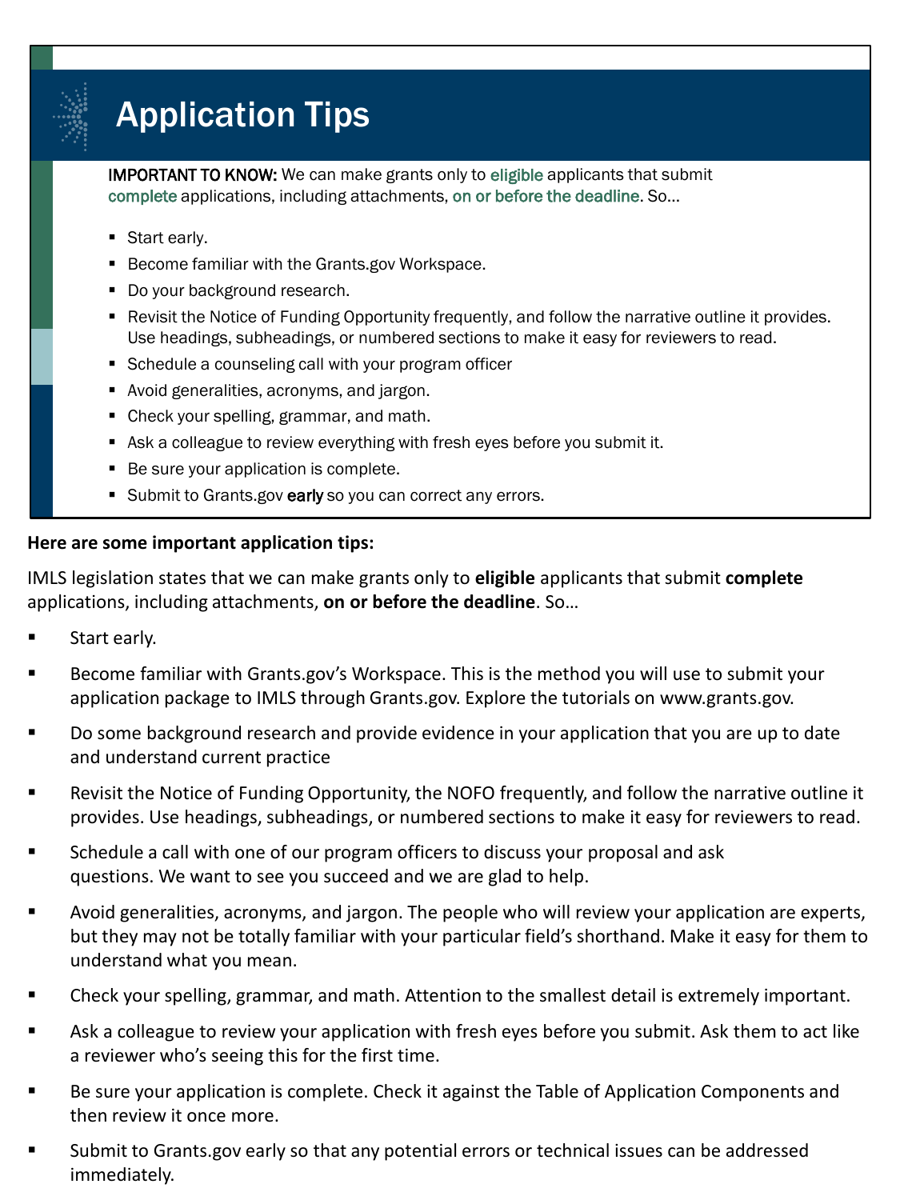## Application Tips

IMPORTANT TO KNOW: We can make grants only to eligible applicants that submit complete applications, including attachments, on or before the deadline. So…

- Start early.
- Become familiar with the Grants.gov Workspace.
- Do your background research.
- Revisit the Notice of Funding Opportunity frequently, and follow the narrative outline it provides. Use headings, subheadings, or numbered sections to make it easy for reviewers to read.
- Schedule a counseling call with your program officer
- Avoid generalities, acronyms, and jargon.
- Check your spelling, grammar, and math.
- Ask a colleague to review everything with fresh eyes before you submit it.
- Be sure your application is complete.
- Submit to Grants.gov **early** so you can correct any errors.

**Here are some important application tips:**

IMLS legislation states that we can make grants only to **eligible** applicants that submit **complete** applications, including attachments, **on or before the deadline**. So…

- Start early.
- Become familiar with Grants.gov's Workspace. This is the method you will use to submit your application package to IMLS through Grants.gov. Explore the tutorials on www.grants.gov.
- Do some background research and provide evidence in your application that you are up to date and understand current practice
- Revisit the Notice of Funding Opportunity, the NOFO frequently, and follow the narrative outline it provides. Use headings, subheadings, or numbered sections to make it easy for reviewers to read.
- Schedule a call with one of our program officers to discuss your proposal and ask questions. We want to see you succeed and we are glad to help.
- Avoid generalities, acronyms, and jargon. The people who will review your application are experts, but they may not be totally familiar with your particular field's shorthand. Make it easy for them to understand what you mean.
- Check your spelling, grammar, and math. Attention to the smallest detail is extremely important.
- Ask a colleague to review your application with fresh eyes before you submit. Ask them to act like a reviewer who's seeing this for the first time.
- Be sure your application is complete. Check it against the Table of Application Components and then review it once more.
- Submit to Grants.gov early so that any potential errors or technical issues can be addressed immediately.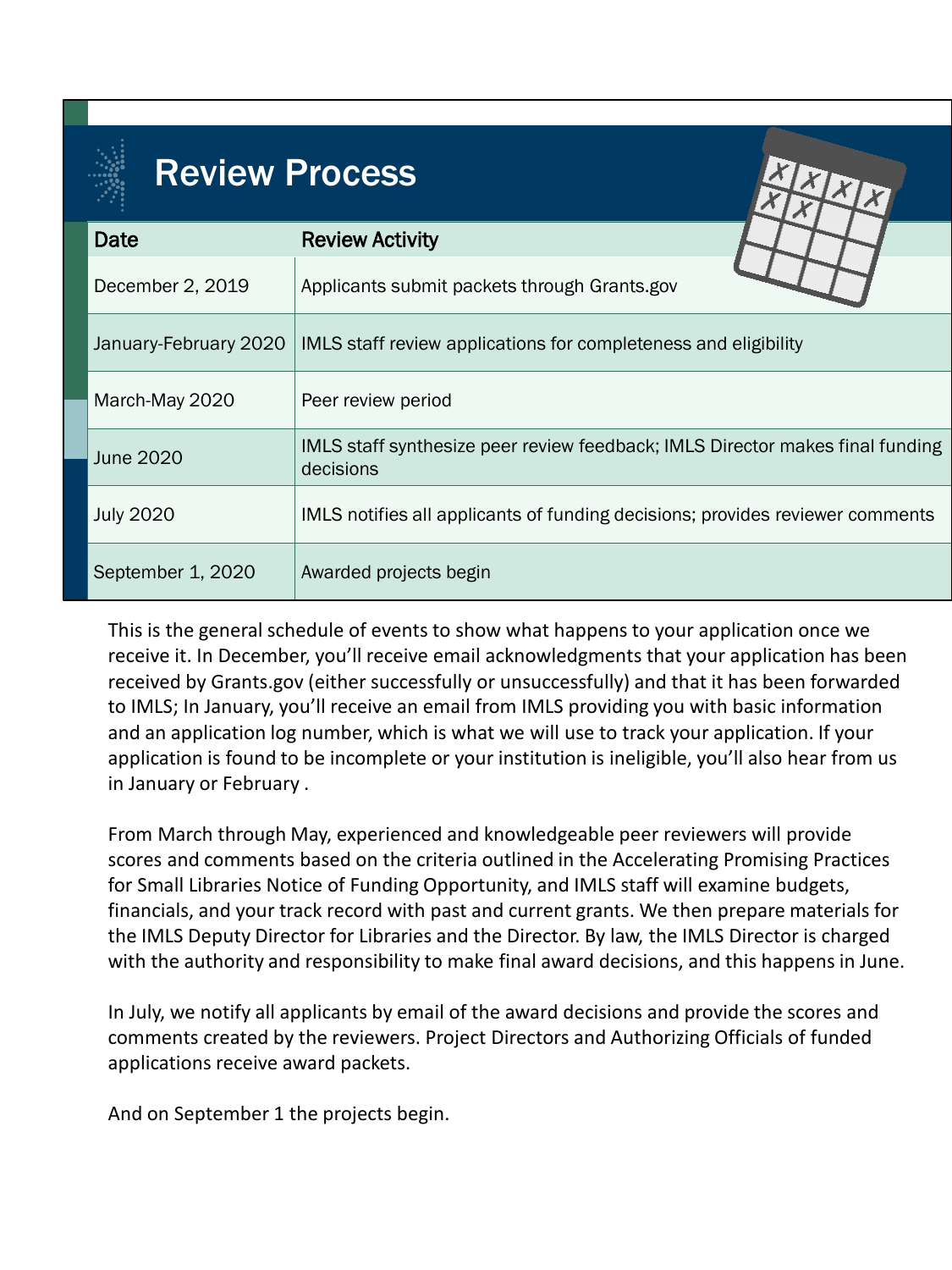# Review Process

| Date | Review Activity |
| --- | --- |
| December 2, 2019 | Applicants submit packets through Grants.gov |
| January-February 2020 | IMLS staff review applications for completeness and eligibility |
| March-May 2020 | Peer review period |
| June 2020 | IMLS staff synthesize peer review feedback; IMLS Director makes final funding decisions |
| July 2020 | IMLS notifies all applicants of funding decisions; provides reviewer comments |
| September 1, 2020 | Awarded projects begin |

This is the general schedule of events to show what happens to your application once we receive it. In December, you'll receive email acknowledgments that your application has been received by Grants.gov (either successfully or unsuccessfully) and that it has been forwarded to IMLS; In January, you'll receive an email from IMLS providing you with basic information and an application log number, which is what we will use to track your application. If your application is found to be incomplete or your institution is ineligible, you'll also hear from us in January or February .

From March through May, experienced and knowledgeable peer reviewers will provide scores and comments based on the criteria outlined in the Accelerating Promising Practices for Small Libraries Notice of Funding Opportunity, and IMLS staff will examine budgets, financials, and your track record with past and current grants. We then prepare materials for the IMLS Deputy Director for Libraries and the Director. By law, the IMLS Director is charged with the authority and responsibility to make final award decisions, and this happens in June.

In July, we notify all applicants by email of the award decisions and provide the scores and comments created by the reviewers. Project Directors and Authorizing Officials of funded applications receive award packets.

And on September 1 the projects begin.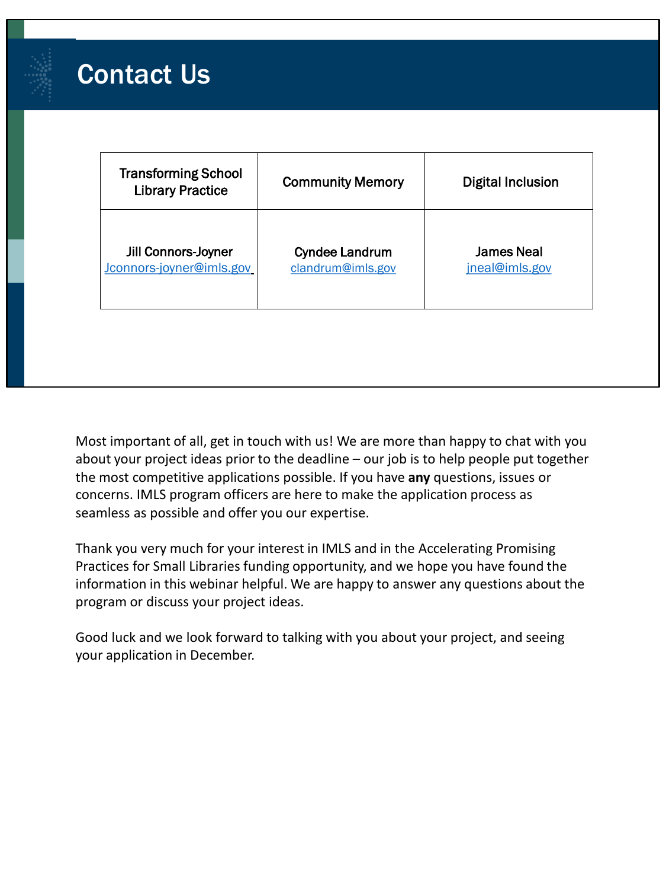# Contact Us

| Transforming School Library Practice | Community Memory | Digital Inclusion |
|---|---|---|
| Jill Connors-Joyner Jconnors-joyner@imls.gov | Cyndee Landrum clandrum@imls.gov | James Neal jneal@imls.gov |

Most important of all, get in touch with us! We are more than happy to chat with you about your project ideas prior to the deadline – our job is to help people put together the most competitive applications possible. If you have **any** questions, issues or concerns. IMLS program officers are here to make the application process as seamless as possible and offer you our expertise.

Thank you very much for your interest in IMLS and in the Accelerating Promising Practices for Small Libraries funding opportunity, and we hope you have found the information in this webinar helpful. We are happy to answer any questions about the program or discuss your project ideas.

Good luck and we look forward to talking with you about your project, and seeing your application in December.